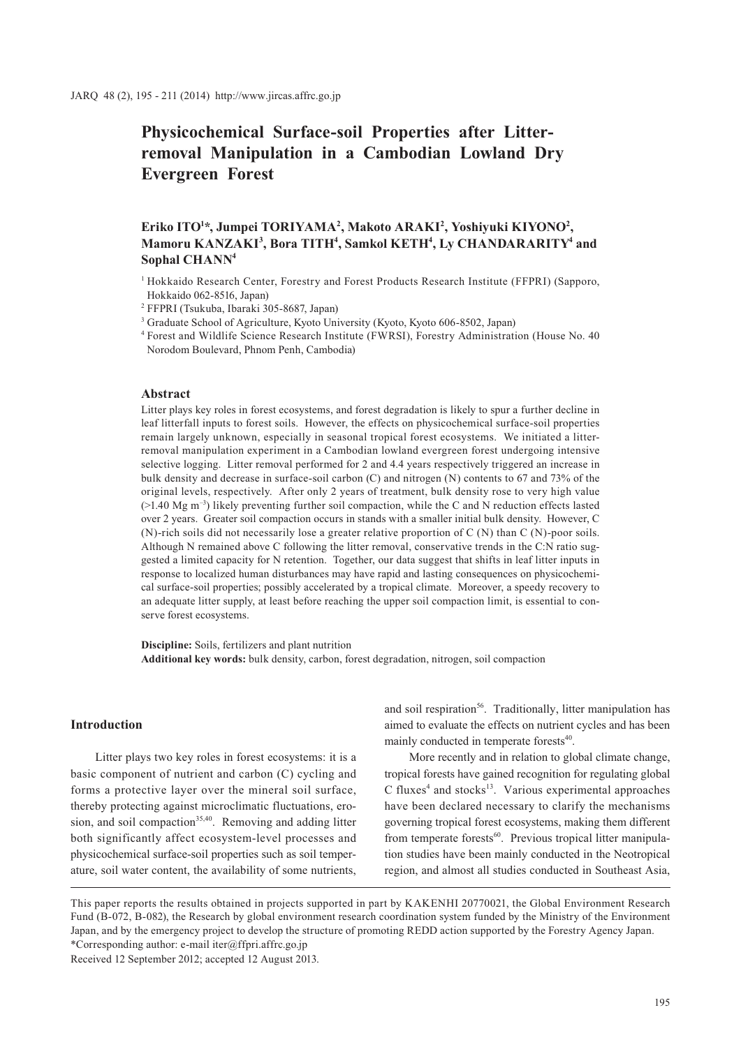# Physicochemical Surface-soil Properties after Litter-removal Manipulation in a Cambodian Lowland Dry Evergreen Forest

**Eriko ITO[1]*, Jumpei TORIYAMA[2], Makoto ARAKI[2], Yoshiyuki KIYONO[2], Mamoru KANZAKI[3], Bora TITH[4], Samkol KETH[4], Ly CHANDARARITY[4] and Sophal CHANN[4]**

[1] Hokkaido Research Center, Forestry and Forest Products Research Institute (FFPRI) (Sapporo, Hokkaido 062-8516, Japan)

[2] FFPRI (Tsukuba, Ibaraki 305-8687, Japan)

[3] Graduate School of Agriculture, Kyoto University (Kyoto, Kyoto 606-8502, Japan)

[4] Forest and Wildlife Science Research Institute (FWRSI), Forestry Administration (House No. 40 Norodom Boulevard, Phnom Penh, Cambodia)

## Abstract

Litter plays key roles in forest ecosystems, and forest degradation is likely to spur a further decline in leaf litterfall inputs to forest soils. However, the effects on physicochemical surface-soil properties remain largely unknown, especially in seasonal tropical forest ecosystems. We initiated a litter-removal manipulation experiment in a Cambodian lowland evergreen forest undergoing intensive selective logging. Litter removal performed for 2 and 4.4 years respectively triggered an increase in bulk density and decrease in surface-soil carbon (C) and nitrogen (N) contents to 67 and 73% of the original levels, respectively. After only 2 years of treatment, bulk density rose to very high value (>1.40 Mg m$^{-3}$) likely preventing further soil compaction, while the C and N reduction effects lasted over 2 years. Greater soil compaction occurs in stands with a smaller initial bulk density. However, C (N)-rich soils did not necessarily lose a greater relative proportion of C (N) than C (N)-poor soils. Although N remained above C following the litter removal, conservative trends in the C:N ratio suggested a limited capacity for N retention. Together, our data suggest that shifts in leaf litter inputs in response to localized human disturbances may have rapid and lasting consequences on physicochemical surface-soil properties; possibly accelerated by a tropical climate. Moreover, a speedy recovery to an adequate litter supply, at least before reaching the upper soil compaction limit, is essential to conserve forest ecosystems.

**Discipline:** Soils, fertilizers and plant nutrition
**Additional key words:** bulk density, carbon, forest degradation, nitrogen, soil compaction

## Introduction

Litter plays two key roles in forest ecosystems: it is a basic component of nutrient and carbon (C) cycling and forms a protective layer over the mineral soil surface, thereby protecting against microclimatic fluctuations, erosion, and soil compaction[35,40]. Removing and adding litter both significantly affect ecosystem-level processes and physicochemical surface-soil properties such as soil temperature, soil water content, the availability of some nutrients, and soil respiration[56]. Traditionally, litter manipulation has aimed to evaluate the effects on nutrient cycles and has been mainly conducted in temperate forests[40].

More recently and in relation to global climate change, tropical forests have gained recognition for regulating global C fluxes[4] and stocks[13]. Various experimental approaches have been declared necessary to clarify the mechanisms governing tropical forest ecosystems, making them different from temperate forests[60]. Previous tropical litter manipulation studies have been mainly conducted in the Neotropical region, and almost all studies conducted in Southeast Asia,

This paper reports the results obtained in projects supported in part by KAKENHI 20770021, the Global Environment Research Fund (B-072, B-082), the Research by global environment research coordination system funded by the Ministry of the Environment Japan, and by the emergency project to develop the structure of promoting REDD action supported by the Forestry Agency Japan.
*Corresponding author: e-mail iter@ffpri.affrc.go.jp
Received 12 September 2012; accepted 12 August 2013.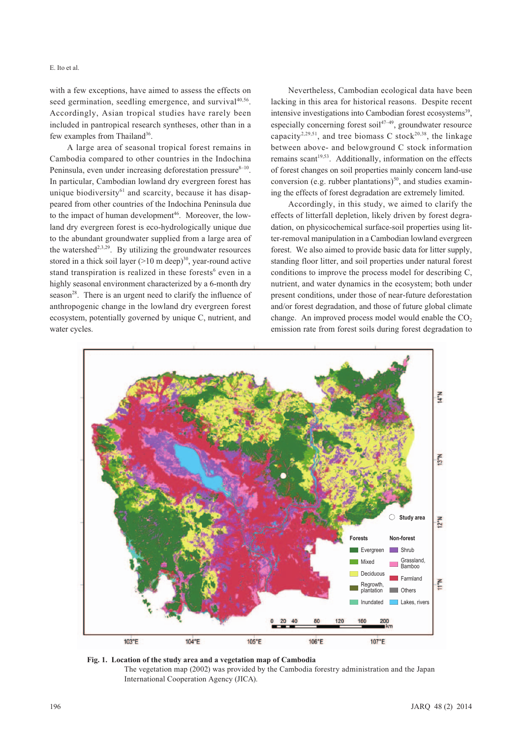with a few exceptions, have aimed to assess the effects on seed germination, seedling emergence, and survival[40,56]. Accordingly, Asian tropical studies have rarely been included in pantropical research syntheses, other than in a few examples from Thailand[36].

A large area of seasonal tropical forest remains in Cambodia compared to other countries in the Indochina Peninsula, even under increasing deforestation pressure[8–10]. In particular, Cambodian lowland dry evergreen forest has unique biodiversity[61] and scarcity, because it has disappeared from other countries of the Indochina Peninsula due to the impact of human development[46]. Moreover, the lowland dry evergreen forest is eco-hydrologically unique due to the abundant groundwater supplied from a large area of the watershed[2,3,29]. By utilizing the groundwater resources stored in a thick soil layer (>10 m deep)[30], year-round active stand transpiration is realized in these forests[6] even in a highly seasonal environment characterized by a 6-month dry season[28]. There is an urgent need to clarify the influence of anthropogenic change in the lowland dry evergreen forest ecosystem, potentially governed by unique C, nutrient, and water cycles.

Nevertheless, Cambodian ecological data have been lacking in this area for historical reasons. Despite recent intensive investigations into Cambodian forest ecosystems[39], especially concerning forest soil[47–49], groundwater resource capacity[2,29,51], and tree biomass C stock[20,38], the linkage between above- and belowground C stock information remains scant[19,53]. Additionally, information on the effects of forest changes on soil properties mainly concern land-use conversion (e.g. rubber plantations)[50], and studies examining the effects of forest degradation are extremely limited.

Accordingly, in this study, we aimed to clarify the effects of litterfall depletion, likely driven by forest degradation, on physicochemical surface-soil properties using litter-removal manipulation in a Cambodian lowland evergreen forest. We also aimed to provide basic data for litter supply, standing floor litter, and soil properties under natural forest conditions to improve the process model for describing C, nutrient, and water dynamics in the ecosystem; both under present conditions, under those of near-future deforestation and/or forest degradation, and those of future global climate change. An improved process model would enable the $CO_2$ emission rate from forest soils during forest degradation to

**Fig. 1. Location of the study area and a vegetation map of Cambodia**
The vegetation map (2002) was provided by the Cambodia forestry administration and the Japan International Cooperation Agency (JICA).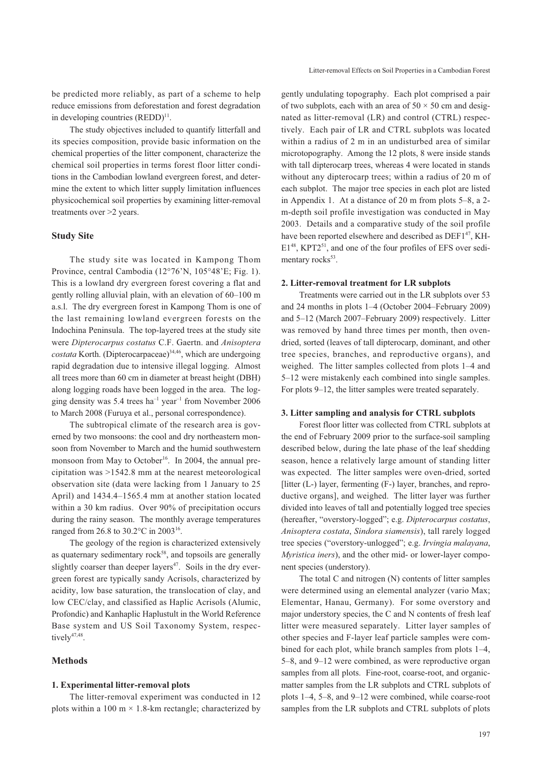be predicted more reliably, as part of a scheme to help reduce emissions from deforestation and forest degradation in developing countries (REDD)[11].

The study objectives included to quantify litterfall and its species composition, provide basic information on the chemical properties of the litter component, characterize the chemical soil properties in terms forest floor litter conditions in the Cambodian lowland evergreen forest, and determine the extent to which litter supply limitation influences physicochemical soil properties by examining litter-removal treatments over >2 years.

## Study Site

The study site was located in Kampong Thom Province, central Cambodia (12°76'N, 105°48'E; Fig. 1). This is a lowland dry evergreen forest covering a flat and gently rolling alluvial plain, with an elevation of 60–100 m a.s.l. The dry evergreen forest in Kampong Thom is one of the last remaining lowland evergreen forests on the Indochina Peninsula. The top-layered trees at the study site were *Dipterocarpus costatus* C.F. Gaertn. and *Anisoptera costata* Korth. (Dipterocarpaceae)[34,46], which are undergoing rapid degradation due to intensive illegal logging. Almost all trees more than 60 cm in diameter at breast height (DBH) along logging roads have been logged in the area. The logging density was 5.4 trees ha$^{-1}$ year$^{-1}$ from November 2006 to March 2008 (Furuya et al., personal correspondence).

The subtropical climate of the research area is governed by two monsoons: the cool and dry northeastern monsoon from November to March and the humid southwestern monsoon from May to October[16]. In 2004, the annual precipitation was >1542.8 mm at the nearest meteorological observation site (data were lacking from 1 January to 25 April) and 1434.4–1565.4 mm at another station located within a 30 km radius. Over 90% of precipitation occurs during the rainy season. The monthly average temperatures ranged from 26.8 to 30.2°C in 2003[16].

The geology of the region is characterized extensively as quaternary sedimentary rock[58], and topsoils are generally slightly coarser than deeper layers[47]. Soils in the dry evergreen forest are typically sandy Acrisols, characterized by acidity, low base saturation, the translocation of clay, and low CEC/clay, and classified as Haplic Acrisols (Alumic, Profondic) and Kanhaplic Haplustult in the World Reference Base system and US Soil Taxonomy System, respectively[47,48].

## Methods

### 1. Experimental litter-removal plots

The litter-removal experiment was conducted in 12 plots within a 100 m × 1.8-km rectangle; characterized by gently undulating topography. Each plot comprised a pair of two subplots, each with an area of 50 × 50 cm and designated as litter-removal (LR) and control (CTRL) respectively. Each pair of LR and CTRL subplots was located within a radius of 2 m in an undisturbed area of similar microtopography. Among the 12 plots, 8 were inside stands with tall dipterocarp trees, whereas 4 were located in stands without any dipterocarp trees; within a radius of 20 m of each subplot. The major tree species in each plot are listed in Appendix 1. At a distance of 20 m from plots 5–8, a 2-m-depth soil profile investigation was conducted in May 2003. Details and a comparative study of the soil profile have been reported elsewhere and described as DEF1[47], KH-E1[48], KPT2[51], and one of the four profiles of EFS over sedimentary rocks[53].

### 2. Litter-removal treatment for LR subplots

Treatments were carried out in the LR subplots over 53 and 24 months in plots 1–4 (October 2004–February 2009) and 5–12 (March 2007–February 2009) respectively. Litter was removed by hand three times per month, then oven-dried, sorted (leaves of tall dipterocarp, dominant, and other tree species, branches, and reproductive organs), and weighed. The litter samples collected from plots 1–4 and 5–12 were mistakenly each combined into single samples. For plots 9–12, the litter samples were treated separately.

### 3. Litter sampling and analysis for CTRL subplots

Forest floor litter was collected from CTRL subplots at the end of February 2009 prior to the surface-soil sampling described below, during the late phase of the leaf shedding season, hence a relatively large amount of standing litter was expected. The litter samples were oven-dried, sorted [litter (L-) layer, fermenting (F-) layer, branches, and reproductive organs], and weighed. The litter layer was further divided into leaves of tall and potentially logged tree species (hereafter, "overstory-logged"; e.g. *Dipterocarpus costatus*, *Anisoptera costata*, *Sindora siamensis*), tall rarely logged tree species ("overstory-unlogged"; e.g. *Irvingia malayana*, *Myristica iners*), and the other mid- or lower-layer component species (understory).

The total C and nitrogen (N) contents of litter samples were determined using an elemental analyzer (vario Max; Elementar, Hanau, Germany). For some overstory and major understory species, the C and N contents of fresh leaf litter were measured separately. Litter layer samples of other species and F-layer leaf particle samples were combined for each plot, while branch samples from plots 1–4, 5–8, and 9–12 were combined, as were reproductive organ samples from all plots. Fine-root, coarse-root, and organic-matter samples from the LR subplots and CTRL subplots of plots 1–4, 5–8, and 9–12 were combined, while coarse-root samples from the LR subplots and CTRL subplots of plots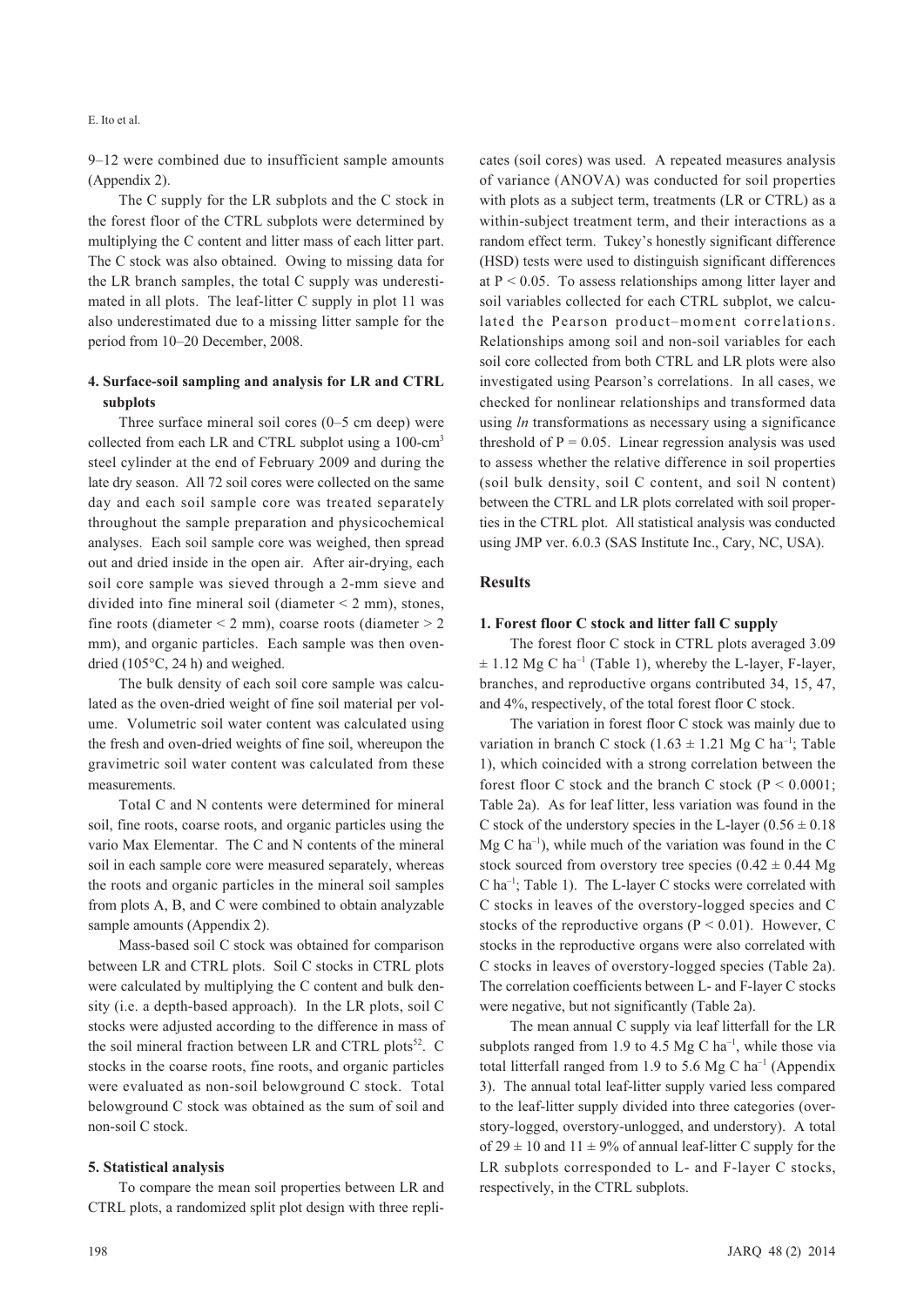9–12 were combined due to insufficient sample amounts (Appendix 2).

The C supply for the LR subplots and the C stock in the forest floor of the CTRL subplots were determined by multiplying the C content and litter mass of each litter part. The C stock was also obtained. Owing to missing data for the LR branch samples, the total C supply was underestimated in all plots. The leaf-litter C supply in plot 11 was also underestimated due to a missing litter sample for the period from 10–20 December, 2008.

### 4. Surface-soil sampling and analysis for LR and CTRL subplots

Three surface mineral soil cores (0–5 cm deep) were collected from each LR and CTRL subplot using a 100-$cm^3$ steel cylinder at the end of February 2009 and during the late dry season. All 72 soil cores were collected on the same day and each soil sample core was treated separately throughout the sample preparation and physicochemical analyses. Each soil sample core was weighed, then spread out and dried inside in the open air. After air-drying, each soil core sample was sieved through a 2-mm sieve and divided into fine mineral soil (diameter < 2 mm), stones, fine roots (diameter < 2 mm), coarse roots (diameter > 2 mm), and organic particles. Each sample was then oven-dried (105°C, 24 h) and weighed.

The bulk density of each soil core sample was calculated as the oven-dried weight of fine soil material per volume. Volumetric soil water content was calculated using the fresh and oven-dried weights of fine soil, whereupon the gravimetric soil water content was calculated from these measurements.

Total C and N contents were determined for mineral soil, fine roots, coarse roots, and organic particles using the vario Max Elementar. The C and N contents of the mineral soil in each sample core were measured separately, whereas the roots and organic particles in the mineral soil samples from plots A, B, and C were combined to obtain analyzable sample amounts (Appendix 2).

Mass-based soil C stock was obtained for comparison between LR and CTRL plots. Soil C stocks in CTRL plots were calculated by multiplying the C content and bulk density (i.e. a depth-based approach). In the LR plots, soil C stocks were adjusted according to the difference in mass of the soil mineral fraction between LR and CTRL plots[52]. C stocks in the coarse roots, fine roots, and organic particles were evaluated as non-soil belowground C stock. Total belowground C stock was obtained as the sum of soil and non-soil C stock.

### 5. Statistical analysis

To compare the mean soil properties between LR and CTRL plots, a randomized split plot design with three replicates (soil cores) was used. A repeated measures analysis of variance (ANOVA) was conducted for soil properties with plots as a subject term, treatments (LR or CTRL) as a within-subject treatment term, and their interactions as a random effect term. Tukey's honestly significant difference (HSD) tests were used to distinguish significant differences at $P < 0.05$. To assess relationships among litter layer and soil variables collected for each CTRL subplot, we calculated the Pearson product–moment correlations. Relationships among soil and non-soil variables for each soil core collected from both CTRL and LR plots were also investigated using Pearson's correlations. In all cases, we checked for nonlinear relationships and transformed data using *ln* transformations as necessary using a significance threshold of $P = 0.05$. Linear regression analysis was used to assess whether the relative difference in soil properties (soil bulk density, soil C content, and soil N content) between the CTRL and LR plots correlated with soil properties in the CTRL plot. All statistical analysis was conducted using JMP ver. 6.0.3 (SAS Institute Inc., Cary, NC, USA).

## Results

### 1. Forest floor C stock and litter fall C supply

The forest floor C stock in CTRL plots averaged 3.09 ± 1.12 Mg C $ha^{-1}$ (Table 1), whereby the L-layer, F-layer, branches, and reproductive organs contributed 34, 15, 47, and 4%, respectively, of the total forest floor C stock.

The variation in forest floor C stock was mainly due to variation in branch C stock (1.63 ± 1.21 Mg C $ha^{-1}$; Table 1), which coincided with a strong correlation between the forest floor C stock and the branch C stock ($P < 0.0001$; Table 2a). As for leaf litter, less variation was found in the C stock of the understory species in the L-layer (0.56 ± 0.18 Mg C $ha^{-1}$), while much of the variation was found in the C stock sourced from overstory tree species (0.42 ± 0.44 Mg C $ha^{-1}$; Table 1). The L-layer C stocks were correlated with C stocks in leaves of the overstory-logged species and C stocks of the reproductive organs ($P < 0.01$). However, C stocks in the reproductive organs were also correlated with C stocks in leaves of overstory-logged species (Table 2a). The correlation coefficients between L- and F-layer C stocks were negative, but not significantly (Table 2a).

The mean annual C supply via leaf litterfall for the LR subplots ranged from 1.9 to 4.5 Mg C $ha^{-1}$, while those via total litterfall ranged from 1.9 to 5.6 Mg C $ha^{-1}$ (Appendix 3). The annual total leaf-litter supply varied less compared to the leaf-litter supply divided into three categories (overstory-logged, overstory-unlogged, and understory). A total of 29 ± 10 and 11 ± 9% of annual leaf-litter C supply for the LR subplots corresponded to L- and F-layer C stocks, respectively, in the CTRL subplots.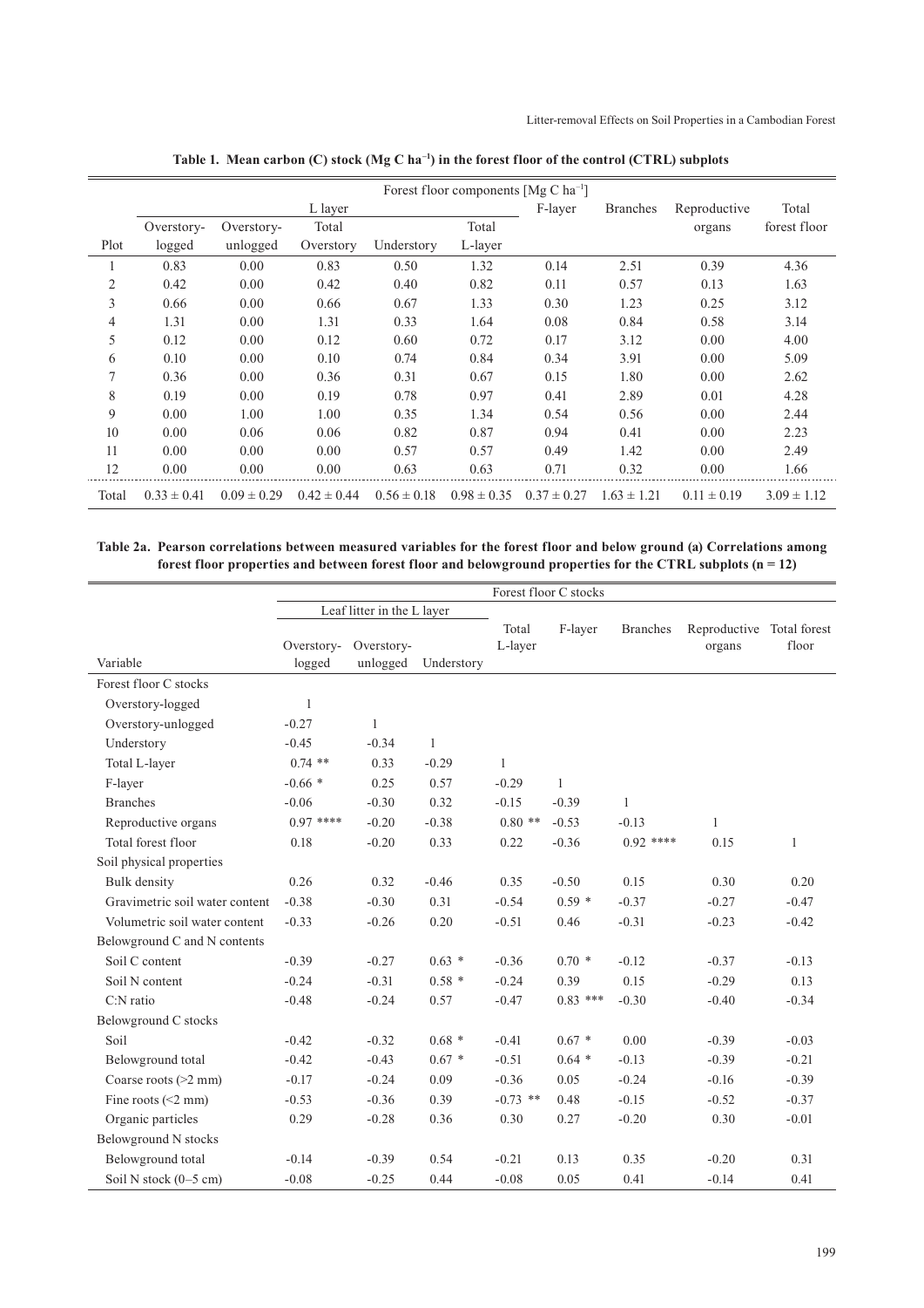**Table 1. Mean carbon (C) stock (Mg C ha$^{-1}$) in the forest floor of the control (CTRL) subplots**

| | Forest floor components [Mg C ha$^{-1}$] | | | | | | | | |
|---|---|---|---|---|---|---|---|---|---|
| | L layer | | | | | F-layer | Branches | Reproductive organs | Total forest floor |
| Plot | Overstory-logged | Overstory-unlogged | Total Overstory | Understory | Total L-layer | | | | |
| 1 | 0.83 | 0.00 | 0.83 | 0.50 | 1.32 | 0.14 | 2.51 | 0.39 | 4.36 |
| 2 | 0.42 | 0.00 | 0.42 | 0.40 | 0.82 | 0.11 | 0.57 | 0.13 | 1.63 |
| 3 | 0.66 | 0.00 | 0.66 | 0.67 | 1.33 | 0.30 | 1.23 | 0.25 | 3.12 |
| 4 | 1.31 | 0.00 | 1.31 | 0.33 | 1.64 | 0.08 | 0.84 | 0.58 | 3.14 |
| 5 | 0.12 | 0.00 | 0.12 | 0.60 | 0.72 | 0.17 | 3.12 | 0.00 | 4.00 |
| 6 | 0.10 | 0.00 | 0.10 | 0.74 | 0.84 | 0.34 | 3.91 | 0.00 | 5.09 |
| 7 | 0.36 | 0.00 | 0.36 | 0.31 | 0.67 | 0.15 | 1.80 | 0.00 | 2.62 |
| 8 | 0.19 | 0.00 | 0.19 | 0.78 | 0.97 | 0.41 | 2.89 | 0.01 | 4.28 |
| 9 | 0.00 | 1.00 | 1.00 | 0.35 | 1.34 | 0.54 | 0.56 | 0.00 | 2.44 |
| 10 | 0.00 | 0.06 | 0.06 | 0.82 | 0.87 | 0.94 | 0.41 | 0.00 | 2.23 |
| 11 | 0.00 | 0.00 | 0.00 | 0.57 | 0.57 | 0.49 | 1.42 | 0.00 | 2.49 |
| 12 | 0.00 | 0.00 | 0.00 | 0.63 | 0.63 | 0.71 | 0.32 | 0.00 | 1.66 |
| Total | 0.33 ± 0.41 | 0.09 ± 0.29 | 0.42 ± 0.44 | 0.56 ± 0.18 | 0.98 ± 0.35 | 0.37 ± 0.27 | 1.63 ± 1.21 | 0.11 ± 0.19 | 3.09 ± 1.12 |

**Table 2a. Pearson correlations between measured variables for the forest floor and below ground (a) Correlations among forest floor properties and between forest floor and belowground properties for the CTRL subplots (n = 12)**

| | Forest floor C stocks | | | | | | | |
|---|---|---|---|---|---|---|---|---|
| | Leaf litter in the L layer | | | Total L-layer | F-layer | Branches | Reproductive organs | Total forest floor |
| Variable | Overstory-logged | Overstory-unlogged | Understory | | | | | |
| Forest floor C stocks | | | | | | | | |
| Overstory-logged | 1 | | | | | | | |
| Overstory-unlogged | -0.27 | 1 | | | | | | |
| Understory | -0.45 | -0.34 | 1 | | | | | |
| Total L-layer | 0.74 ** | 0.33 | -0.29 | 1 | | | | |
| F-layer | -0.66 * | 0.25 | 0.57 | -0.29 | 1 | | | |
| Branches | -0.06 | -0.30 | 0.32 | -0.15 | -0.39 | 1 | | |
| Reproductive organs | 0.97 **** | -0.20 | -0.38 | 0.80 ** | -0.53 | -0.13 | 1 | |
| Total forest floor | 0.18 | -0.20 | 0.33 | 0.22 | -0.36 | 0.92 **** | 0.15 | 1 |
| Soil physical properties | | | | | | | | |
| Bulk density | 0.26 | 0.32 | -0.46 | 0.35 | -0.50 | 0.15 | 0.30 | 0.20 |
| Gravimetric soil water content | -0.38 | -0.30 | 0.31 | -0.54 | 0.59 * | -0.37 | -0.27 | -0.47 |
| Volumetric soil water content | -0.33 | -0.26 | 0.20 | -0.51 | 0.46 | -0.31 | -0.23 | -0.42 |
| Belowground C and N contents | | | | | | | | |
| Soil C content | -0.39 | -0.27 | 0.63 * | -0.36 | 0.70 * | -0.12 | -0.37 | -0.13 |
| Soil N content | -0.24 | -0.31 | 0.58 * | -0.24 | 0.39 | 0.15 | -0.29 | 0.13 |
| C:N ratio | -0.48 | -0.24 | 0.57 | -0.47 | 0.83 *** | -0.30 | -0.40 | -0.34 |
| Belowground C stocks | | | | | | | | |
| Soil | -0.42 | -0.32 | 0.68 * | -0.41 | 0.67 * | 0.00 | -0.39 | -0.03 |
| Belowground total | -0.42 | -0.43 | 0.67 * | -0.51 | 0.64 * | -0.13 | -0.39 | -0.21 |
| Coarse roots (>2 mm) | -0.17 | -0.24 | 0.09 | -0.36 | 0.05 | -0.24 | -0.16 | -0.39 |
| Fine roots (<2 mm) | -0.53 | -0.36 | 0.39 | -0.73 ** | 0.48 | -0.15 | -0.52 | -0.37 |
| Organic particles | 0.29 | -0.28 | 0.36 | 0.30 | 0.27 | -0.20 | 0.30 | -0.01 |
| Belowground N stocks | | | | | | | | |
| Belowground total | -0.14 | -0.39 | 0.54 | -0.21 | 0.13 | 0.35 | -0.20 | 0.31 |
| Soil N stock (0–5 cm) | -0.08 | -0.25 | 0.44 | -0.08 | 0.05 | 0.41 | -0.14 | 0.41 |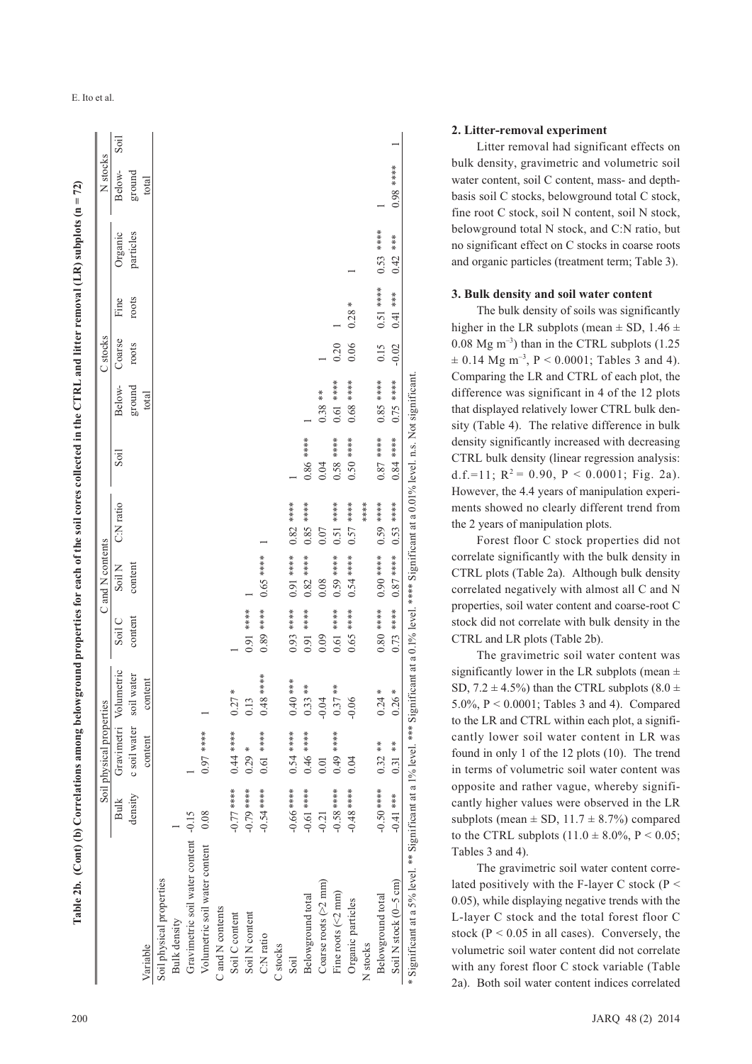**Table 2b. (Cont) (b) Correlations among belowground properties for each of the soil cores collected in the CTRL and litter removal (LR) subplots (n = 72)**

| Variable | Soil physical properties | | | C and N contents | | | C stocks | | | | | N stocks | |
|---|---|---|---|---|---|---|---|---|---|---|---|---|---|
| | Bulk density | Gravimetric soil water content | Volumetric soil water content | Soil C content | Soil N content | C:N ratio | Soil | Below-ground total | Coarse roots | Fine roots | Organic particles | Below-ground total | Soil |
| Soil physical properties | | | | | | | | | | | | | |
| Bulk density | 1 | | | | | | | | | | | | |
| Gravimetric soil water content | -0.15 | 1 | | | | | | | | | | | |
| Volumetric soil water content | 0.08 | 0.97 **** | 1 | | | | | | | | | | |
| C and N contents | | | | | | | | | | | | | |
| Soil C content | -0.77 **** | 0.44 **** | 0.27 * | 1 | | | | | | | | | |
| Soil N content | -0.79 **** | 0.29 * | 0.13 | 0.91 **** | 1 | | | | | | | | |
| C:N ratio | -0.54 **** | 0.61 **** | 0.48 **** | 0.89 **** | 0.65 **** | 1 | | | | | | | |
| C stocks | | | | | | | | | | | | | |
| Soil | -0.66 **** | 0.54 **** | 0.40 *** | 0.93 **** | 0.91 **** | 0.82 **** | 1 | | | | | | |
| Belowground total | -0.61 **** | 0.46 **** | 0.33 ** | 0.91 **** | 0.82 **** | 0.85 **** | 0.86 **** | 1 | | | | | |
| Coarse roots (≥2 mm) | -0.21 | 0.01 | -0.04 | 0.09 | 0.08 | 0.07 | 0.04 | 0.38 ** | 1 | | | | |
| Fine roots (<2 mm) | -0.58 **** | 0.49 **** | 0.37 ** | 0.61 **** | 0.59 **** | 0.51 **** | 0.58 **** | 0.61 **** | 0.20 | 1 | | | |
| Organic particles | -0.48 **** | 0.04 | -0.06 | 0.65 **** | 0.54 **** | 0.57 **** | 0.50 **** | 0.68 **** | 0.06 | 0.28 * | 1 | | |
| N stocks | | | | | | | | | | | | | |
| Belowground total | -0.50 **** | 0.32 ** | 0.24 * | 0.80 **** | 0.90 **** | 0.59 **** | 0.87 **** | 0.85 **** | 0.15 | 0.51 **** | 0.53 **** | 1 | |
| Soil N stock (0–5 cm) | -0.41 *** | 0.31 ** | 0.26 * | 0.73 **** | 0.87 **** | 0.53 **** | 0.84 **** | 0.75 **** | -0.02 | 0.41 *** | 0.42 *** | 0.98 **** | 1 |

\* Significant at a 5% level. ** Significant at a 1% level. *** Significant at a 0.1% level. **** Significant at a 0.01% level. n.s. Not significant.

## 2. Litter-removal experiment

Litter removal had significant effects on bulk density, gravimetric and volumetric soil water content, soil C content, mass- and depth-basis soil C stocks, belowground total C stock, fine root C stock, soil N content, soil N stock, belowground total N stock, and C:N ratio, but no significant effect on C stocks in coarse roots and organic particles (treatment term; Table 3).

## 3. Bulk density and soil water content

The bulk density of soils was significantly higher in the LR subplots (mean ± SD, 1.46 ± 0.08 Mg $m^{-3}$) than in the CTRL subplots (1.25 ± 0.14 Mg $m^{-3}$, $P < 0.0001$; Tables 3 and 4). Comparing the LR and CTRL of each plot, the difference was significant in 4 of the 12 plots that displayed relatively lower CTRL bulk density (Table 4). The relative difference in bulk density significantly increased with decreasing CTRL bulk density (linear regression analysis: d.f.=11; $R^2 = 0.90$, $P < 0.0001$; Fig. 2a). However, the 4.4 years of manipulation experiments showed no clearly different trend from the 2 years of manipulation plots.

Forest floor C stock properties did not correlate significantly with the bulk density in CTRL plots (Table 2a). Although bulk density correlated negatively with almost all C and N properties, soil water content and coarse-root C stock did not correlate with bulk density in the CTRL and LR plots (Table 2b).

The gravimetric soil water content was significantly lower in the LR subplots (mean ± SD, 7.2 ± 4.5%) than the CTRL subplots (8.0 ± 5.0%, $P < 0.0001$; Tables 3 and 4). Compared to the LR and CTRL within each plot, a significantly lower soil water content in LR was found in only 1 of the 12 plots (10). The trend in terms of volumetric soil water content was opposite and rather vague, whereby significantly higher values were observed in the LR subplots (mean ± SD, 11.7 ± 8.7%) compared to the CTRL subplots (11.0 ± 8.0%, $P < 0.05$; Tables 3 and 4).

The gravimetric soil water content correlated positively with the F-layer C stock ($P < 0.05$), while displaying negative trends with the L-layer C stock and the total forest floor C stock ($P < 0.05$ in all cases). Conversely, the volumetric soil water content did not correlate with any forest floor C stock variable (Table 2a). Both soil water content indices correlated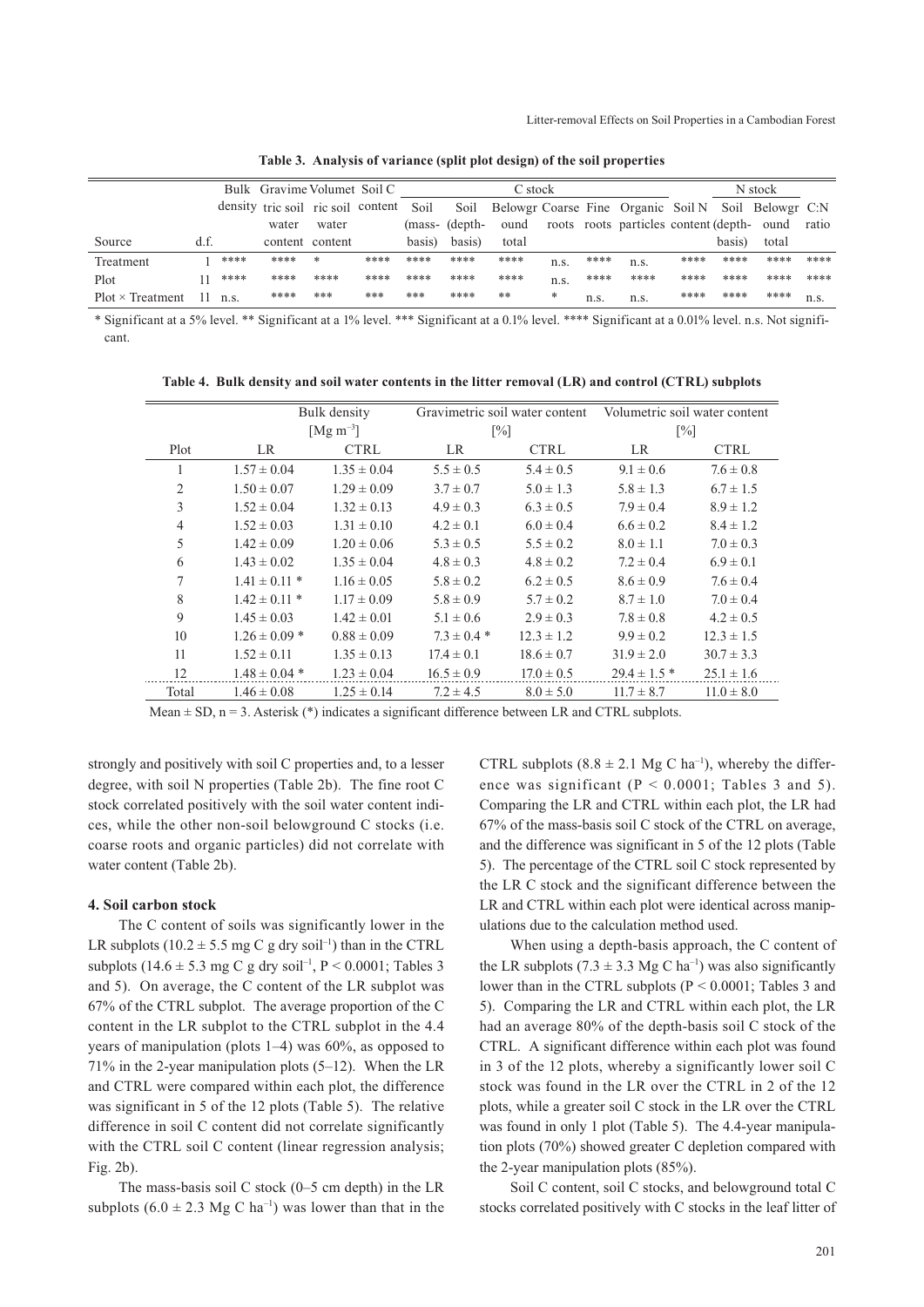**Table 3. Analysis of variance (split plot design) of the soil properties**

| Source | d.f. | Bulk density | Gravimetric soil water content | Volumetric soil water content | Soil C content | C stock: Soil (mass-basis) | C stock: Soil (depth-basis) | C stock: Belowground total | C stock: Coarse roots | C stock: Fine roots | C stock: Organic particles | Soil N content | N stock: Soil (depth-basis) | N stock: Belowground total | C:N ratio |
|---|---|---|---|---|---|---|---|---|---|---|---|---|---|---|---|
| Treatment | 1 | **** | **** | * | **** | **** | **** | **** | n.s. | **** | n.s. | **** | **** | **** | **** |
| Plot | 11 | **** | **** | **** | **** | **** | **** | **** | n.s. | **** | **** | **** | **** | **** | **** |
| Plot × Treatment | 11 | n.s. | **** | *** | *** | *** | **** | ** | * | n.s. | n.s. | **** | **** | **** | n.s. |

* Significant at a 5% level. ** Significant at a 1% level. *** Significant at a 0.1% level. **** Significant at a 0.01% level. n.s. Not significant.

**Table 4. Bulk density and soil water contents in the litter removal (LR) and control (CTRL) subplots**

| Plot | Bulk density [Mg m$^{-3}$] LR | Bulk density [Mg m$^{-3}$] CTRL | Gravimetric soil water content [%] LR | Gravimetric soil water content [%] CTRL | Volumetric soil water content [%] LR | Volumetric soil water content [%] CTRL |
|---|---|---|---|---|---|---|
| 1 | 1.57 ± 0.04 | 1.35 ± 0.04 | 5.5 ± 0.5 | 5.4 ± 0.5 | 9.1 ± 0.6 | 7.6 ± 0.8 |
| 2 | 1.50 ± 0.07 | 1.29 ± 0.09 | 3.7 ± 0.7 | 5.0 ± 1.3 | 5.8 ± 1.3 | 6.7 ± 1.5 |
| 3 | 1.52 ± 0.04 | 1.32 ± 0.13 | 4.9 ± 0.3 | 6.3 ± 0.5 | 7.9 ± 0.4 | 8.9 ± 1.2 |
| 4 | 1.52 ± 0.03 | 1.31 ± 0.10 | 4.2 ± 0.1 | 6.0 ± 0.4 | 6.6 ± 0.2 | 8.4 ± 1.2 |
| 5 | 1.42 ± 0.09 | 1.20 ± 0.06 | 5.3 ± 0.5 | 5.5 ± 0.2 | 8.0 ± 1.1 | 7.0 ± 0.3 |
| 6 | 1.43 ± 0.02 | 1.35 ± 0.04 | 4.8 ± 0.3 | 4.8 ± 0.2 | 7.2 ± 0.4 | 6.9 ± 0.1 |
| 7 | 1.41 ± 0.11 * | 1.16 ± 0.05 | 5.8 ± 0.2 | 6.2 ± 0.5 | 8.6 ± 0.9 | 7.6 ± 0.4 |
| 8 | 1.42 ± 0.11 * | 1.17 ± 0.09 | 5.8 ± 0.9 | 5.7 ± 0.2 | 8.7 ± 1.0 | 7.0 ± 0.4 |
| 9 | 1.45 ± 0.03 | 1.42 ± 0.01 | 5.1 ± 0.6 | 2.9 ± 0.3 | 7.8 ± 0.8 | 4.2 ± 0.5 |
| 10 | 1.26 ± 0.09 * | 0.88 ± 0.09 | 7.3 ± 0.4 * | 12.3 ± 1.2 | 9.9 ± 0.2 | 12.3 ± 1.5 |
| 11 | 1.52 ± 0.11 | 1.35 ± 0.13 | 17.4 ± 0.1 | 18.6 ± 0.7 | 31.9 ± 2.0 | 30.7 ± 3.3 |
| 12 | 1.48 ± 0.04 * | 1.23 ± 0.04 | 16.5 ± 0.9 | 17.0 ± 0.5 | 29.4 ± 1.5 * | 25.1 ± 1.6 |
| Total | 1.46 ± 0.08 | 1.25 ± 0.14 | 7.2 ± 4.5 | 8.0 ± 5.0 | 11.7 ± 8.7 | 11.0 ± 8.0 |

Mean ± SD, n = 3. Asterisk (*) indicates a significant difference between LR and CTRL subplots.

strongly and positively with soil C properties and, to a lesser degree, with soil N properties (Table 2b). The fine root C stock correlated positively with the soil water content indices, while the other non-soil belowground C stocks (i.e. coarse roots and organic particles) did not correlate with water content (Table 2b).

### 4. Soil carbon stock

The C content of soils was significantly lower in the LR subplots (10.2 ± 5.5 mg C g dry soil$^{-1}$) than in the CTRL subplots (14.6 ± 5.3 mg C g dry soil$^{-1}$, $P < 0.0001$; Tables 3 and 5). On average, the C content of the LR subplot was 67% of the CTRL subplot. The average proportion of the C content in the LR subplot to the CTRL subplot in the 4.4 years of manipulation (plots 1–4) was 60%, as opposed to 71% in the 2-year manipulation plots (5–12). When the LR and CTRL were compared within each plot, the difference was significant in 5 of the 12 plots (Table 5). The relative difference in soil C content did not correlate significantly with the CTRL soil C content (linear regression analysis; Fig. 2b).

The mass-basis soil C stock (0–5 cm depth) in the LR subplots (6.0 ± 2.3 Mg C ha$^{-1}$) was lower than that in the CTRL subplots (8.8 ± 2.1 Mg C ha$^{-1}$), whereby the difference was significant ($P < 0.0001$; Tables 3 and 5). Comparing the LR and CTRL within each plot, the LR had 67% of the mass-basis soil C stock of the CTRL on average, and the difference was significant in 5 of the 12 plots (Table 5). The percentage of the CTRL soil C stock represented by the LR C stock and the significant difference between the LR and CTRL within each plot were identical across manipulations due to the calculation method used.

When using a depth-basis approach, the C content of the LR subplots (7.3 ± 3.3 Mg C ha$^{-1}$) was also significantly lower than in the CTRL subplots ($P < 0.0001$; Tables 3 and 5). Comparing the LR and CTRL within each plot, the LR had an average 80% of the depth-basis soil C stock of the CTRL. A significant difference within each plot was found in 3 of the 12 plots, whereby a significantly lower soil C stock was found in the LR over the CTRL in 2 of the 12 plots, while a greater soil C stock in the LR over the CTRL was found in only 1 plot (Table 5). The 4.4-year manipulation plots (70%) showed greater C depletion compared with the 2-year manipulation plots (85%).

Soil C content, soil C stocks, and belowground total C stocks correlated positively with C stocks in the leaf litter of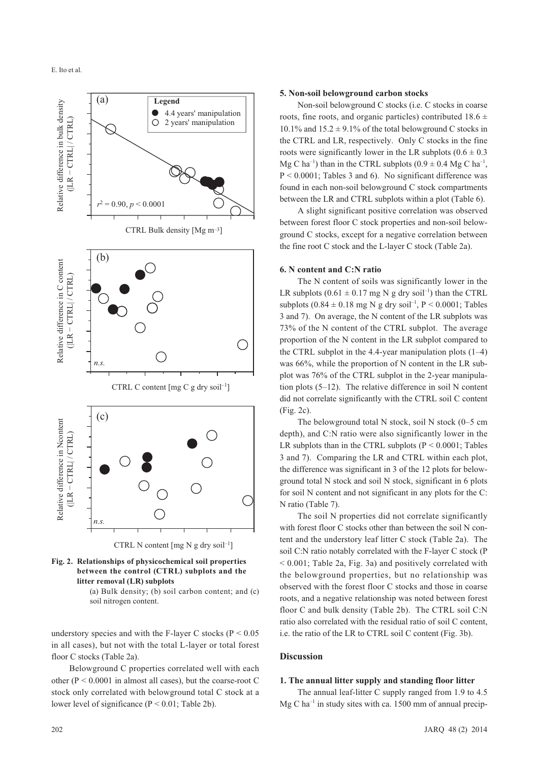Fig. 2. Relationships of physicochemical soil properties between the control (CTRL) subplots and the litter removal (LR) subplots

(a) Bulk density; (b) soil carbon content; and (c) soil nitrogen content.

understory species and with the F-layer C stocks ($P < 0.05$ in all cases), but not with the total L-layer or total forest floor C stocks (Table 2a).

Belowground C properties correlated well with each other ($P < 0.0001$ in almost all cases), but the coarse-root C stock only correlated with belowground total C stock at a lower level of significance ($P < 0.01$; Table 2b).

### 5. Non-soil belowground carbon stocks

Non-soil belowground C stocks (i.e. C stocks in coarse roots, fine roots, and organic particles) contributed 18.6 ± 10.1% and 15.2 ± 9.1% of the total belowground C stocks in the CTRL and LR, respectively. Only C stocks in the fine roots were significantly lower in the LR subplots (0.6 ± 0.3 Mg C ha$^{-1}$) than in the CTRL subplots (0.9 ± 0.4 Mg C ha$^{-1}$, $P < 0.0001$; Tables 3 and 6). No significant difference was found in each non-soil belowground C stock compartments between the LR and CTRL subplots within a plot (Table 6).

A slight significant positive correlation was observed between forest floor C stock properties and non-soil belowground C stocks, except for a negative correlation between the fine root C stock and the L-layer C stock (Table 2a).

### 6. N content and C:N ratio

The N content of soils was significantly lower in the LR subplots (0.61 ± 0.17 mg N g dry soil$^{-1}$) than the CTRL subplots (0.84 ± 0.18 mg N g dry soil$^{-1}$, $P < 0.0001$; Tables 3 and 7). On average, the N content of the LR subplots was 73% of the N content of the CTRL subplot. The average proportion of the N content in the LR subplot compared to the CTRL subplot in the 4.4-year manipulation plots (1–4) was 66%, while the proportion of N content in the LR subplot was 76% of the CTRL subplot in the 2-year manipulation plots (5–12). The relative difference in soil N content did not correlate significantly with the CTRL soil C content (Fig. 2c).

The belowground total N stock, soil N stock (0–5 cm depth), and C:N ratio were also significantly lower in the LR subplots than in the CTRL subplots ($P < 0.0001$; Tables 3 and 7). Comparing the LR and CTRL within each plot, the difference was significant in 3 of the 12 plots for belowground total N stock and soil N stock, significant in 6 plots for soil N content and not significant in any plots for the C:N ratio (Table 7).

The soil N properties did not correlate significantly with forest floor C stocks other than between the soil N content and the understory leaf litter C stock (Table 2a). The soil C:N ratio notably correlated with the F-layer C stock ($P < 0.001$; Table 2a, Fig. 3a) and positively correlated with the belowground properties, but no relationship was observed with the forest floor C stocks and those in coarse roots, and a negative relationship was noted between forest floor C and bulk density (Table 2b). The CTRL soil C:N ratio also correlated with the residual ratio of soil C content, i.e. the ratio of the LR to CTRL soil C content (Fig. 3b).

## Discussion

### 1. The annual litter supply and standing floor litter

The annual leaf-litter C supply ranged from 1.9 to 4.5 Mg C ha$^{-1}$ in study sites with ca. 1500 mm of annual precip-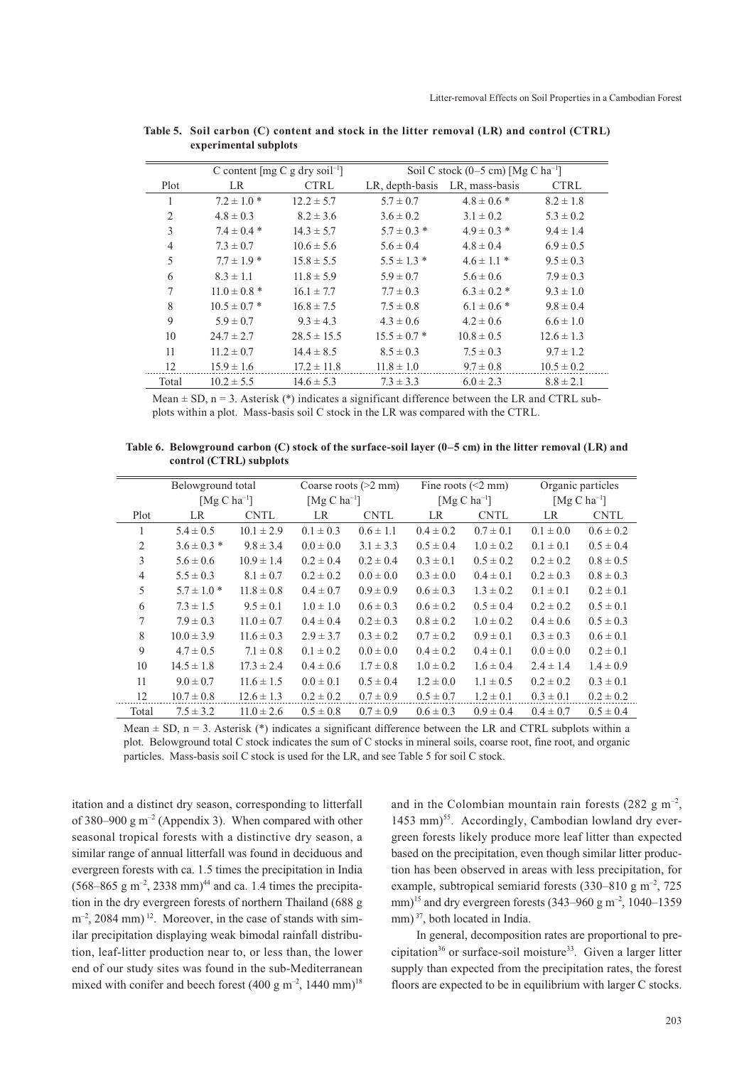**Table 5. Soil carbon (C) content and stock in the litter removal (LR) and control (CTRL) experimental subplots**

| | C content [mg C g dry soil$^{-1}$] | | Soil C stock (0–5 cm) [Mg C ha$^{-1}$] | | |
|---|---|---|---|---|---|
| Plot | LR | CTRL | LR, depth-basis | LR, mass-basis | CTRL |
| 1 | 7.2 ± 1.0 * | 12.2 ± 5.7 | 5.7 ± 0.7 | 4.8 ± 0.6 * | 8.2 ± 1.8 |
| 2 | 4.8 ± 0.3 | 8.2 ± 3.6 | 3.6 ± 0.2 | 3.1 ± 0.2 | 5.3 ± 0.2 |
| 3 | 7.4 ± 0.4 * | 14.3 ± 5.7 | 5.7 ± 0.3 * | 4.9 ± 0.3 * | 9.4 ± 1.4 |
| 4 | 7.3 ± 0.7 | 10.6 ± 5.6 | 5.6 ± 0.4 | 4.8 ± 0.4 | 6.9 ± 0.5 |
| 5 | 7.7 ± 1.9 * | 15.8 ± 5.5 | 5.5 ± 1.3 * | 4.6 ± 1.1 * | 9.5 ± 0.3 |
| 6 | 8.3 ± 1.1 | 11.8 ± 5.9 | 5.9 ± 0.7 | 5.6 ± 0.6 | 7.9 ± 0.3 |
| 7 | 11.0 ± 0.8 * | 16.1 ± 7.7 | 7.7 ± 0.3 | 6.3 ± 0.2 * | 9.3 ± 1.0 |
| 8 | 10.5 ± 0.7 * | 16.8 ± 7.5 | 7.5 ± 0.8 | 6.1 ± 0.6 * | 9.8 ± 0.4 |
| 9 | 5.9 ± 0.7 | 9.3 ± 4.3 | 4.3 ± 0.6 | 4.2 ± 0.6 | 6.6 ± 1.0 |
| 10 | 24.7 ± 2.7 | 28.5 ± 15.5 | 15.5 ± 0.7 * | 10.8 ± 0.5 | 12.6 ± 1.3 |
| 11 | 11.2 ± 0.7 | 14.4 ± 8.5 | 8.5 ± 0.3 | 7.5 ± 0.3 | 9.7 ± 1.2 |
| 12 | 15.9 ± 1.6 | 17.2 ± 11.8 | 11.8 ± 1.0 | 9.7 ± 0.8 | 10.5 ± 0.2 |
| Total | 10.2 ± 5.5 | 14.6 ± 5.3 | 7.3 ± 3.3 | 6.0 ± 2.3 | 8.8 ± 2.1 |

Mean ± SD, n = 3. Asterisk (*) indicates a significant difference between the LR and CTRL subplots within a plot. Mass-basis soil C stock in the LR was compared with the CTRL.

**Table 6. Belowground carbon (C) stock of the surface-soil layer (0–5 cm) in the litter removal (LR) and control (CTRL) subplots**

| | Belowground total [Mg C ha$^{-1}$] | | Coarse roots (>2 mm) [Mg C ha$^{-1}$] | | Fine roots (<2 mm) [Mg C ha$^{-1}$] | | Organic particles [Mg C ha$^{-1}$] | |
|---|---|---|---|---|---|---|---|---|
| Plot | LR | CNTL | LR | CNTL | LR | CNTL | LR | CNTL |
| 1 | 5.4 ± 0.5 | 10.1 ± 2.9 | 0.1 ± 0.3 | 0.6 ± 1.1 | 0.4 ± 0.2 | 0.7 ± 0.1 | 0.1 ± 0.0 | 0.6 ± 0.2 |
| 2 | 3.6 ± 0.3 * | 9.8 ± 3.4 | 0.0 ± 0.0 | 3.1 ± 3.3 | 0.5 ± 0.4 | 1.0 ± 0.2 | 0.1 ± 0.1 | 0.5 ± 0.4 |
| 3 | 5.6 ± 0.6 | 10.9 ± 1.4 | 0.2 ± 0.4 | 0.2 ± 0.4 | 0.3 ± 0.1 | 0.5 ± 0.2 | 0.2 ± 0.2 | 0.8 ± 0.5 |
| 4 | 5.5 ± 0.3 | 8.1 ± 0.7 | 0.2 ± 0.2 | 0.0 ± 0.0 | 0.3 ± 0.0 | 0.4 ± 0.1 | 0.2 ± 0.3 | 0.8 ± 0.3 |
| 5 | 5.7 ± 1.0 * | 11.8 ± 0.8 | 0.4 ± 0.7 | 0.9 ± 0.9 | 0.6 ± 0.3 | 1.3 ± 0.2 | 0.1 ± 0.1 | 0.2 ± 0.1 |
| 6 | 7.3 ± 1.5 | 9.5 ± 0.1 | 1.0 ± 1.0 | 0.6 ± 0.3 | 0.6 ± 0.2 | 0.5 ± 0.4 | 0.2 ± 0.2 | 0.5 ± 0.1 |
| 7 | 7.9 ± 0.3 | 11.0 ± 0.7 | 0.4 ± 0.4 | 0.2 ± 0.3 | 0.8 ± 0.2 | 1.0 ± 0.2 | 0.4 ± 0.6 | 0.5 ± 0.3 |
| 8 | 10.0 ± 3.9 | 11.6 ± 0.3 | 2.9 ± 3.7 | 0.3 ± 0.2 | 0.7 ± 0.2 | 0.9 ± 0.1 | 0.3 ± 0.3 | 0.6 ± 0.1 |
| 9 | 4.7 ± 0.5 | 7.1 ± 0.8 | 0.1 ± 0.2 | 0.0 ± 0.0 | 0.4 ± 0.2 | 0.4 ± 0.1 | 0.0 ± 0.0 | 0.2 ± 0.1 |
| 10 | 14.5 ± 1.8 | 17.3 ± 2.4 | 0.4 ± 0.6 | 1.7 ± 0.8 | 1.0 ± 0.2 | 1.6 ± 0.4 | 2.4 ± 1.4 | 1.4 ± 0.9 |
| 11 | 9.0 ± 0.7 | 11.6 ± 1.5 | 0.0 ± 0.1 | 0.5 ± 0.4 | 1.2 ± 0.0 | 1.1 ± 0.5 | 0.2 ± 0.2 | 0.3 ± 0.1 |
| 12 | 10.7 ± 0.8 | 12.6 ± 1.3 | 0.2 ± 0.2 | 0.7 ± 0.9 | 0.5 ± 0.7 | 1.2 ± 0.1 | 0.3 ± 0.1 | 0.2 ± 0.2 |
| Total | 7.5 ± 3.2 | 11.0 ± 2.6 | 0.5 ± 0.8 | 0.7 ± 0.9 | 0.6 ± 0.3 | 0.9 ± 0.4 | 0.4 ± 0.7 | 0.5 ± 0.4 |

Mean ± SD, n = 3. Asterisk (*) indicates a significant difference between the LR and CTRL subplots within a plot. Belowground total C stock indicates the sum of C stocks in mineral soils, coarse root, fine root, and organic particles. Mass-basis soil C stock is used for the LR, and see Table 5 for soil C stock.

itation and a distinct dry season, corresponding to litterfall of 380–900 g m$^{-2}$ (Appendix 3). When compared with other seasonal tropical forests with a distinctive dry season, a similar range of annual litterfall was found in deciduous and evergreen forests with ca. 1.5 times the precipitation in India (568–865 g m$^{-2}$, 2338 mm)[44] and ca. 1.4 times the precipitation in the dry evergreen forests of northern Thailand (688 g m$^{-2}$, 2084 mm)[12]. Moreover, in the case of stands with similar precipitation displaying weak bimodal rainfall distribution, leaf-litter production near to, or less than, the lower end of our study sites was found in the sub-Mediterranean mixed with conifer and beech forest (400 g m$^{-2}$, 1440 mm)[18] and in the Colombian mountain rain forests (282 g m$^{-2}$, 1453 mm)[55]. Accordingly, Cambodian lowland dry evergreen forests likely produce more leaf litter than expected based on the precipitation, even though similar litter production has been observed in areas with less precipitation, for example, subtropical semiarid forests (330–810 g m$^{-2}$, 725 mm)[15] and dry evergreen forests (343–960 g m$^{-2}$, 1040–1359 mm)[37], both located in India.

In general, decomposition rates are proportional to precipitation[36] or surface-soil moisture[33]. Given a larger litter supply than expected from the precipitation rates, the forest floors are expected to be in equilibrium with larger C stocks.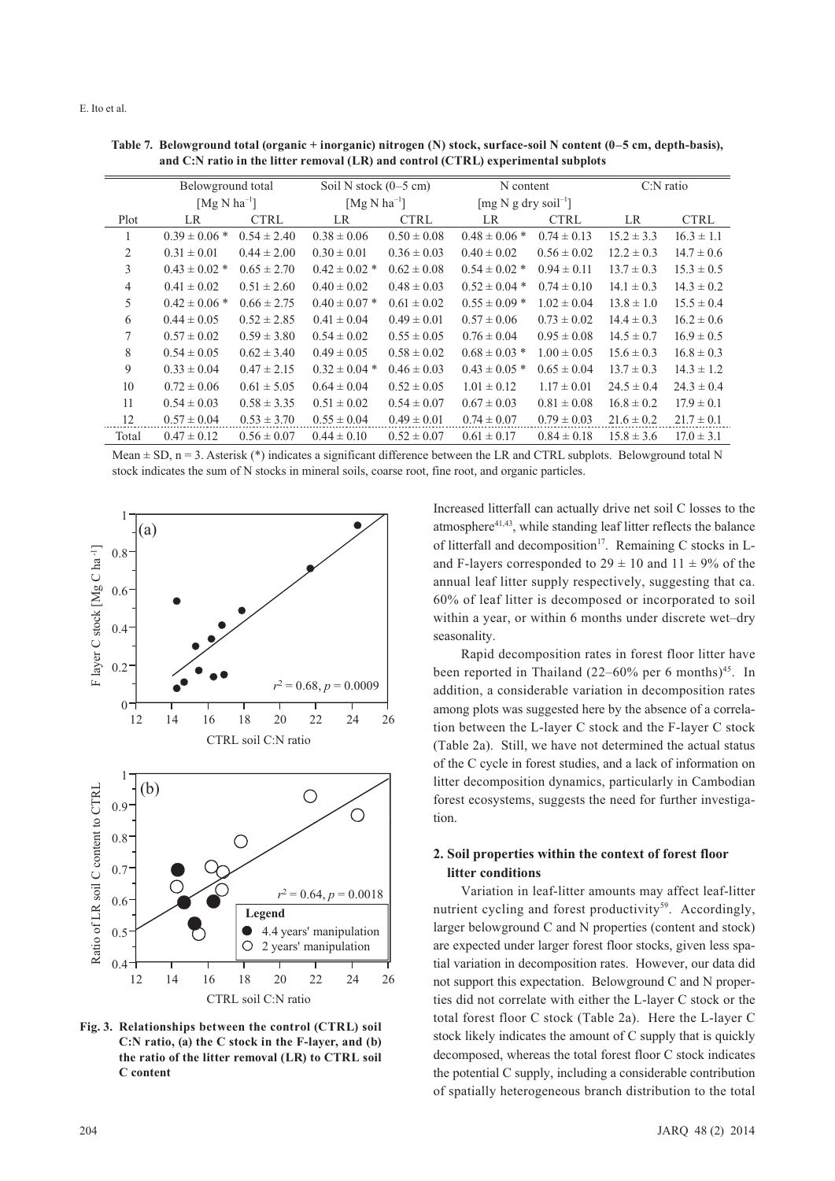**Table 7. Belowground total (organic + inorganic) nitrogen (N) stock, surface-soil N content (0–5 cm, depth-basis), and C:N ratio in the litter removal (LR) and control (CTRL) experimental subplots**

| | Belowground total | | Soil N stock (0–5 cm) | | N content | | C:N ratio | |
|---|---|---|---|---|---|---|---|---|
| | [Mg N ha$^{-1}$] | | [Mg N ha$^{-1}$] | | [mg N g dry soil$^{-1}$] | | | |
| Plot | LR | CTRL | LR | CTRL | LR | CTRL | LR | CTRL |
| 1 | 0.39 ± 0.06 * | 0.54 ± 2.40 | 0.38 ± 0.06 | 0.50 ± 0.08 | 0.48 ± 0.06 * | 0.74 ± 0.13 | 15.2 ± 3.3 | 16.3 ± 1.1 |
| 2 | 0.31 ± 0.01 | 0.44 ± 2.00 | 0.30 ± 0.01 | 0.36 ± 0.03 | 0.40 ± 0.02 | 0.56 ± 0.02 | 12.2 ± 0.3 | 14.7 ± 0.6 |
| 3 | 0.43 ± 0.02 * | 0.65 ± 2.70 | 0.42 ± 0.02 * | 0.62 ± 0.08 | 0.54 ± 0.02 * | 0.94 ± 0.11 | 13.7 ± 0.3 | 15.3 ± 0.5 |
| 4 | 0.41 ± 0.02 | 0.51 ± 2.60 | 0.40 ± 0.02 | 0.48 ± 0.03 | 0.52 ± 0.04 * | 0.74 ± 0.10 | 14.1 ± 0.3 | 14.3 ± 0.2 |
| 5 | 0.42 ± 0.06 * | 0.66 ± 2.75 | 0.40 ± 0.07 * | 0.61 ± 0.02 | 0.55 ± 0.09 * | 1.02 ± 0.04 | 13.8 ± 1.0 | 15.5 ± 0.4 |
| 6 | 0.44 ± 0.05 | 0.52 ± 2.85 | 0.41 ± 0.04 | 0.49 ± 0.01 | 0.57 ± 0.06 | 0.73 ± 0.02 | 14.4 ± 0.3 | 16.2 ± 0.6 |
| 7 | 0.57 ± 0.02 | 0.59 ± 3.80 | 0.54 ± 0.02 | 0.55 ± 0.05 | 0.76 ± 0.04 | 0.95 ± 0.08 | 14.5 ± 0.7 | 16.9 ± 0.5 |
| 8 | 0.54 ± 0.05 | 0.62 ± 3.40 | 0.49 ± 0.05 | 0.58 ± 0.02 | 0.68 ± 0.03 * | 1.00 ± 0.05 | 15.6 ± 0.3 | 16.8 ± 0.3 |
| 9 | 0.33 ± 0.04 | 0.47 ± 2.15 | 0.32 ± 0.04 * | 0.46 ± 0.03 | 0.43 ± 0.05 * | 0.65 ± 0.04 | 13.7 ± 0.3 | 14.3 ± 1.2 |
| 10 | 0.72 ± 0.06 | 0.61 ± 5.05 | 0.64 ± 0.04 | 0.52 ± 0.05 | 1.01 ± 0.12 | 1.17 ± 0.01 | 24.5 ± 0.4 | 24.3 ± 0.4 |
| 11 | 0.54 ± 0.03 | 0.58 ± 3.35 | 0.51 ± 0.02 | 0.54 ± 0.07 | 0.67 ± 0.03 | 0.81 ± 0.08 | 16.8 ± 0.2 | 17.9 ± 0.1 |
| 12 | 0.57 ± 0.04 | 0.53 ± 3.70 | 0.55 ± 0.04 | 0.49 ± 0.01 | 0.74 ± 0.07 | 0.79 ± 0.03 | 21.6 ± 0.2 | 21.7 ± 0.1 |
| Total | 0.47 ± 0.12 | 0.56 ± 0.07 | 0.44 ± 0.10 | 0.52 ± 0.07 | 0.61 ± 0.17 | 0.84 ± 0.18 | 15.8 ± 3.6 | 17.0 ± 3.1 |

Mean ± SD, n = 3. Asterisk (*) indicates a significant difference between the LR and CTRL subplots. Belowground total N stock indicates the sum of N stocks in mineral soils, coarse root, fine root, and organic particles.

**Fig. 3. Relationships between the control (CTRL) soil C:N ratio, (a) the C stock in the F-layer, and (b) the ratio of the litter removal (LR) to CTRL soil C content**

Increased litterfall can actually drive net soil C losses to the atmosphere[41,43], while standing leaf litter reflects the balance of litterfall and decomposition[17]. Remaining C stocks in L- and F-layers corresponded to 29 ± 10 and 11 ± 9% of the annual leaf litter supply respectively, suggesting that ca. 60% of leaf litter is decomposed or incorporated to soil within a year, or within 6 months under discrete wet–dry seasonality.

Rapid decomposition rates in forest floor litter have been reported in Thailand (22–60% per 6 months)[45]. In addition, a considerable variation in decomposition rates among plots was suggested here by the absence of a correlation between the L-layer C stock and the F-layer C stock (Table 2a). Still, we have not determined the actual status of the C cycle in forest studies, and a lack of information on litter decomposition dynamics, particularly in Cambodian forest ecosystems, suggests the need for further investigation.

## 2. Soil properties within the context of forest floor litter conditions

Variation in leaf-litter amounts may affect leaf-litter nutrient cycling and forest productivity[59]. Accordingly, larger belowground C and N properties (content and stock) are expected under larger forest floor stocks, given less spatial variation in decomposition rates. However, our data did not support this expectation. Belowground C and N properties did not correlate with either the L-layer C stock or the total forest floor C stock (Table 2a). Here the L-layer C stock likely indicates the amount of C supply that is quickly decomposed, whereas the total forest floor C stock indicates the potential C supply, including a considerable contribution of spatially heterogeneous branch distribution to the total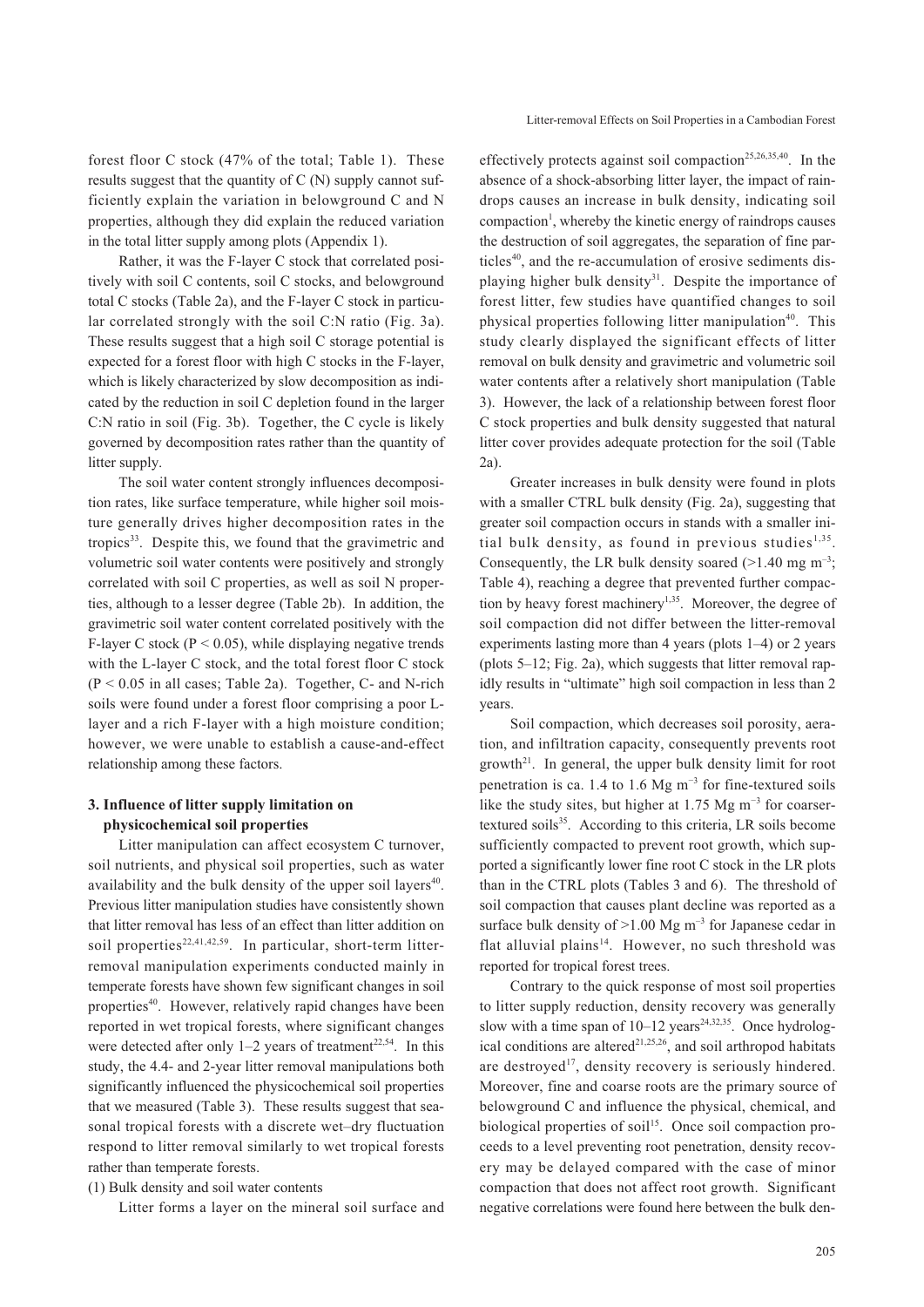forest floor C stock (47% of the total; Table 1). These results suggest that the quantity of C (N) supply cannot sufficiently explain the variation in belowground C and N properties, although they did explain the reduced variation in the total litter supply among plots (Appendix 1).

Rather, it was the F-layer C stock that correlated positively with soil C contents, soil C stocks, and belowground total C stocks (Table 2a), and the F-layer C stock in particular correlated strongly with the soil C:N ratio (Fig. 3a). These results suggest that a high soil C storage potential is expected for a forest floor with high C stocks in the F-layer, which is likely characterized by slow decomposition as indicated by the reduction in soil C depletion found in the larger C:N ratio in soil (Fig. 3b). Together, the C cycle is likely governed by decomposition rates rather than the quantity of litter supply.

The soil water content strongly influences decomposition rates, like surface temperature, while higher soil moisture generally drives higher decomposition rates in the tropics[33]. Despite this, we found that the gravimetric and volumetric soil water contents were positively and strongly correlated with soil C properties, as well as soil N properties, although to a lesser degree (Table 2b). In addition, the gravimetric soil water content correlated positively with the F-layer C stock ($P < 0.05$), while displaying negative trends with the L-layer C stock, and the total forest floor C stock ($P < 0.05$ in all cases; Table 2a). Together, C- and N-rich soils were found under a forest floor comprising a poor L-layer and a rich F-layer with a high moisture condition; however, we were unable to establish a cause-and-effect relationship among these factors.

### 3. Influence of litter supply limitation on physicochemical soil properties

Litter manipulation can affect ecosystem C turnover, soil nutrients, and physical soil properties, such as water availability and the bulk density of the upper soil layers[40]. Previous litter manipulation studies have consistently shown that litter removal has less of an effect than litter addition on soil properties[22,41,42,59]. In particular, short-term litter-removal manipulation experiments conducted mainly in temperate forests have shown few significant changes in soil properties[40]. However, relatively rapid changes have been reported in wet tropical forests, where significant changes were detected after only 1–2 years of treatment[22,54]. In this study, the 4.4- and 2-year litter removal manipulations both significantly influenced the physicochemical soil properties that we measured (Table 3). These results suggest that seasonal tropical forests with a discrete wet–dry fluctuation respond to litter removal similarly to wet tropical forests rather than temperate forests.

(1) Bulk density and soil water contents

Litter forms a layer on the mineral soil surface and effectively protects against soil compaction[25,26,35,40]. In the absence of a shock-absorbing litter layer, the impact of raindrops causes an increase in bulk density, indicating soil compaction[1], whereby the kinetic energy of raindrops causes the destruction of soil aggregates, the separation of fine particles[40], and the re-accumulation of erosive sediments displaying higher bulk density[31]. Despite the importance of forest litter, few studies have quantified changes to soil physical properties following litter manipulation[40]. This study clearly displayed the significant effects of litter removal on bulk density and gravimetric and volumetric soil water contents after a relatively short manipulation (Table 3). However, the lack of a relationship between forest floor C stock properties and bulk density suggested that natural litter cover provides adequate protection for the soil (Table 2a).

Greater increases in bulk density were found in plots with a smaller CTRL bulk density (Fig. 2a), suggesting that greater soil compaction occurs in stands with a smaller initial bulk density, as found in previous studies[1,35]. Consequently, the LR bulk density soared (>1.40 mg $m^{-3}$; Table 4), reaching a degree that prevented further compaction by heavy forest machinery[1,35]. Moreover, the degree of soil compaction did not differ between the litter-removal experiments lasting more than 4 years (plots 1–4) or 2 years (plots 5–12; Fig. 2a), which suggests that litter removal rapidly results in "ultimate" high soil compaction in less than 2 years.

Soil compaction, which decreases soil porosity, aeration, and infiltration capacity, consequently prevents root growth[21]. In general, the upper bulk density limit for root penetration is ca. 1.4 to 1.6 Mg $m^{-3}$ for fine-textured soils like the study sites, but higher at 1.75 Mg $m^{-3}$ for coarser-textured soils[35]. According to this criteria, LR soils become sufficiently compacted to prevent root growth, which supported a significantly lower fine root C stock in the LR plots than in the CTRL plots (Tables 3 and 6). The threshold of soil compaction that causes plant decline was reported as a surface bulk density of >1.00 Mg $m^{-3}$ for Japanese cedar in flat alluvial plains[14]. However, no such threshold was reported for tropical forest trees.

Contrary to the quick response of most soil properties to litter supply reduction, density recovery was generally slow with a time span of 10–12 years[24,32,35]. Once hydrological conditions are altered[21,25,26], and soil arthropod habitats are destroyed[17], density recovery is seriously hindered. Moreover, fine and coarse roots are the primary source of belowground C and influence the physical, chemical, and biological properties of soil[15]. Once soil compaction proceeds to a level preventing root penetration, density recovery may be delayed compared with the case of minor compaction that does not affect root growth. Significant negative correlations were found here between the bulk den-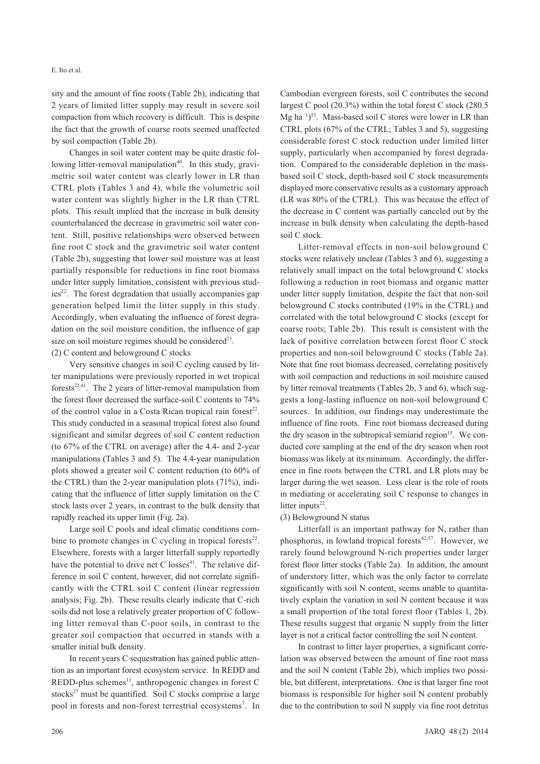sity and the amount of fine roots (Table 2b), indicating that 2 years of limited litter supply may result in severe soil compaction from which recovery is difficult. This is despite the fact that the growth of coarse roots seemed unaffected by soil compaction (Table 2b).

Changes in soil water content may be quite drastic following litter-removal manipulation[40]. In this study, gravimetric soil water content was clearly lower in LR than CTRL plots (Tables 3 and 4), while the volumetric soil water content was slightly higher in the LR than CTRL plots. This result implied that the increase in bulk density counterbalanced the decrease in gravimetric soil water content. Still, positive relationships were observed between fine root C stock and the gravimetric soil water content (Table 2b), suggesting that lower soil moisture was at least partially responsible for reductions in fine root biomass under litter supply limitation, consistent with previous studies[22]. The forest degradation that usually accompanies gap generation helped limit the litter supply in this study. Accordingly, when evaluating the influence of forest degradation on the soil moisture condition, the influence of gap size on soil moisture regimes should be considered[23].

(2) C content and belowground C stocks

Very sensitive changes in soil C cycling caused by litter manipulations were previously reported in wet tropical forests[22,41]. The 2 years of litter-removal manipulation from the forest floor decreased the surface-soil C contents to 74% of the control value in a Costa Rican tropical rain forest[22]. This study conducted in a seasonal tropical forest also found significant and similar degrees of soil C content reduction (to 67% of the CTRL on average) after the 4.4- and 2-year manipulations (Tables 3 and 5). The 4.4-year manipulation plots showed a greater soil C content reduction (to 60% of the CTRL) than the 2-year manipulation plots (71%), indicating that the influence of litter supply limitation on the C stock lasts over 2 years, in contrast to the bulk density that rapidly reached its upper limit (Fig. 2a).

Large soil C pools and ideal climatic conditions combine to promote changes in C cycling in tropical forests[22]. Elsewhere, forests with a larger litterfall supply reportedly have the potential to drive net C losses[41]. The relative difference in soil C content, however, did not correlate significantly with the CTRL soil C content (linear regression analysis; Fig. 2b). These results clearly indicate that C-rich soils did not lose a relatively greater proportion of C following litter removal than C-poor soils, in contrast to the greater soil compaction that occurred in stands with a smaller initial bulk density.

In recent years C sequestration has gained public attention as an important forest ecosystem service. In REDD and REDD-plus schemes[11], anthropogenic changes in forest C stocks[27] must be quantified. Soil C stocks comprise a large pool in forests and non-forest terrestrial ecosystems[7]. In Cambodian evergreen forests, soil C contributes the second largest C pool (20.3%) within the total forest C stock (280.5 Mg ha$^{-1}$)[53]. Mass-based soil C stores were lower in LR than CTRL plots (67% of the CTRL; Tables 3 and 5), suggesting considerable forest C stock reduction under limited litter supply, particularly when accompanied by forest degradation. Compared to the considerable depletion in the mass-based soil C stock, depth-based soil C stock measurements displayed more conservative results as a customary approach (LR was 80% of the CTRL). This was because the effect of the decrease in C content was partially canceled out by the increase in bulk density when calculating the depth-based soil C stock.

Litter-removal effects in non-soil belowground C stocks were relatively unclear (Tables 3 and 6), suggesting a relatively small impact on the total belowground C stocks following a reduction in root biomass and organic matter under litter supply limitation, despite the fact that non-soil belowground C stocks contributed (19% in the CTRL) and correlated with the total belowground C stocks (except for coarse roots; Table 2b). This result is consistent with the lack of positive correlation between forest floor C stock properties and non-soil belowground C stocks (Table 2a). Note that fine root biomass decreased, correlating positively with soil compaction and reductions in soil moisture caused by litter removal treatments (Tables 2b, 3 and 6), which suggests a long-lasting influence on non-soil belowground C sources. In addition, our findings may underestimate the influence of fine roots. Fine root biomass decreased during the dry season in the subtropical semiarid region[15]. We conducted core sampling at the end of the dry season when root biomass was likely at its minimum. Accordingly, the difference in fine roots between the CTRL and LR plots may be larger during the wet season. Less clear is the role of roots in mediating or accelerating soil C response to changes in litter inputs[22].

(3) Belowground N status

Litterfall is an important pathway for N, rather than phosphorus, in lowland tropical forests[42,57]. However, we rarely found belowground N-rich properties under larger forest floor litter stocks (Table 2a). In addition, the amount of understory litter, which was the only factor to correlate significantly with soil N content, seems unable to quantitatively explain the variation in soil N content because it was a small proportion of the total forest floor (Tables 1, 2b). These results suggest that organic N supply from the litter layer is not a critical factor controlling the soil N content.

In contrast to litter layer properties, a significant correlation was observed between the amount of fine root mass and the soil N content (Table 2b), which implies two possible, but different, interpretations. One is that larger fine root biomass is responsible for higher soil N content probably due to the contribution to soil N supply via fine root detritus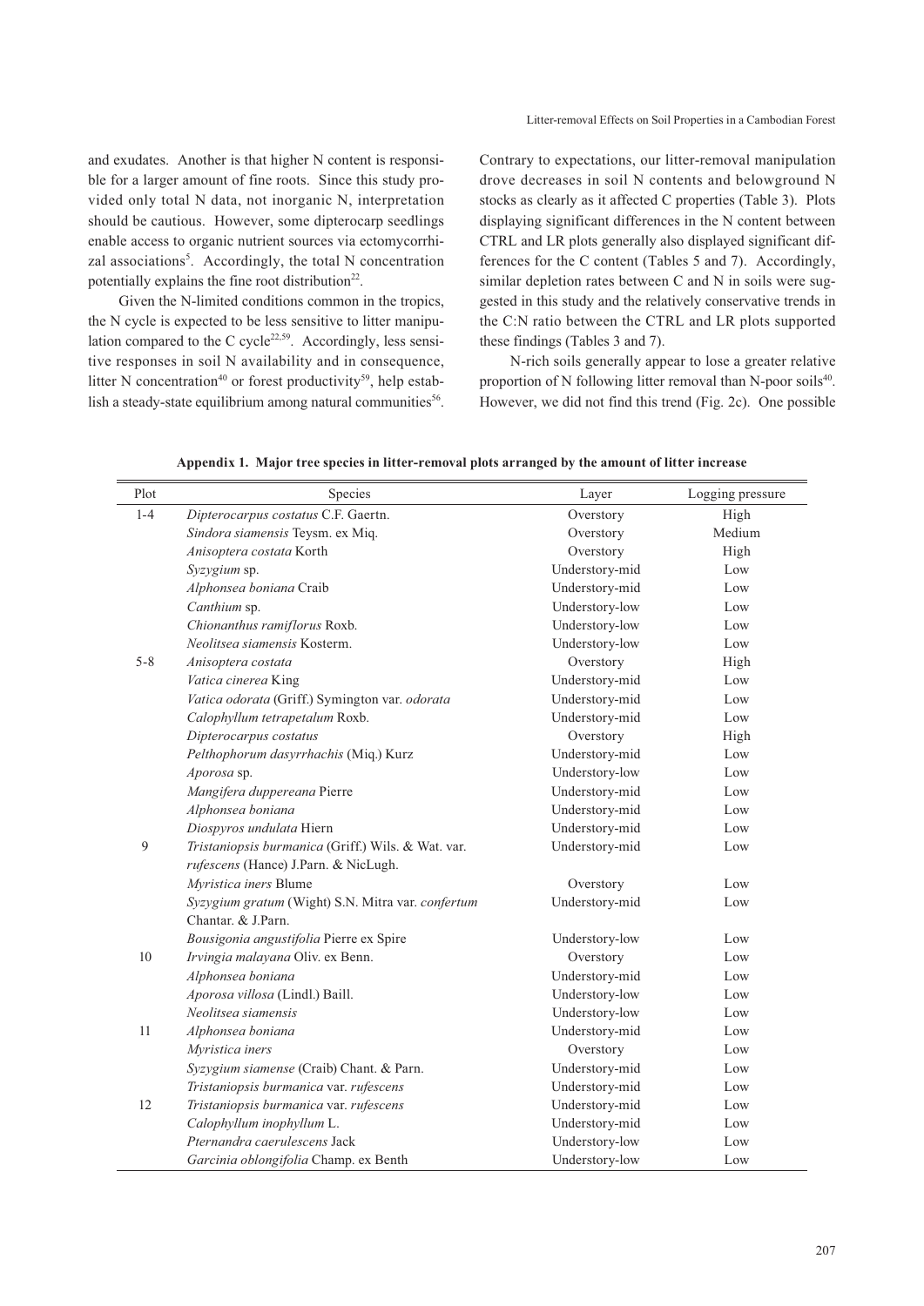and exudates. Another is that higher N content is responsible for a larger amount of fine roots. Since this study provided only total N data, not inorganic N, interpretation should be cautious. However, some dipterocarp seedlings enable access to organic nutrient sources via ectomycorrhizal associations[5]. Accordingly, the total N concentration potentially explains the fine root distribution[22].

Given the N-limited conditions common in the tropics, the N cycle is expected to be less sensitive to litter manipulation compared to the C cycle[22,59]. Accordingly, less sensitive responses in soil N availability and in consequence, litter N concentration[40] or forest productivity[59], help establish a steady-state equilibrium among natural communities[56]. Contrary to expectations, our litter-removal manipulation drove decreases in soil N contents and belowground N stocks as clearly as it affected C properties (Table 3). Plots displaying significant differences in the N content between CTRL and LR plots generally also displayed significant differences for the C content (Tables 5 and 7). Accordingly, similar depletion rates between C and N in soils were suggested in this study and the relatively conservative trends in the C:N ratio between the CTRL and LR plots supported these findings (Tables 3 and 7).

N-rich soils generally appear to lose a greater relative proportion of N following litter removal than N-poor soils[40]. However, we did not find this trend (Fig. 2c). One possible

**Appendix 1. Major tree species in litter-removal plots arranged by the amount of litter increase**

| Plot | Species | Layer | Logging pressure |
|---|---|---|---|
| 1-4 | *Dipterocarpus costatus* C.F. Gaertn. | Overstory | High |
| | *Sindora siamensis* Teysm. ex Miq. | Overstory | Medium |
| | *Anisoptera costata* Korth | Overstory | High |
| | *Syzygium* sp. | Understory-mid | Low |
| | *Alphonsea boniana* Craib | Understory-mid | Low |
| | *Canthium* sp. | Understory-low | Low |
| | *Chionanthus ramiflorus* Roxb. | Understory-low | Low |
| | *Neolitsea siamensis* Kosterm. | Understory-low | Low |
| 5-8 | *Anisoptera costata* | Overstory | High |
| | *Vatica cinerea* King | Understory-mid | Low |
| | *Vatica odorata* (Griff.) Symington var. *odorata* | Understory-mid | Low |
| | *Calophyllum tetrapetalum* Roxb. | Understory-mid | Low |
| | *Dipterocarpus costatus* | Overstory | High |
| | *Pelthophorum dasyrrhachis* (Miq.) Kurz | Understory-mid | Low |
| | *Aporosa* sp. | Understory-low | Low |
| | *Mangifera duppereana* Pierre | Understory-mid | Low |
| | *Alphonsea boniana* | Understory-mid | Low |
| | *Diospyros undulata* Hiern | Understory-mid | Low |
| 9 | *Tristaniopsis burmanica* (Griff.) Wils. & Wat. var. *rufescens* (Hance) J.Parn. & NicLugh. | Understory-mid | Low |
| | *Myristica iners* Blume | Overstory | Low |
| | *Syzygium gratum* (Wight) S.N. Mitra var. *confertum* Chantar. & J.Parn. | Understory-mid | Low |
| | *Bousigonia angustifolia* Pierre ex Spire | Understory-low | Low |
| 10 | *Irvingia malayana* Oliv. ex Benn. | Overstory | Low |
| | *Alphonsea boniana* | Understory-mid | Low |
| | *Aporosa villosa* (Lindl.) Baill. | Understory-low | Low |
| | *Neolitsea siamensis* | Understory-low | Low |
| 11 | *Alphonsea boniana* | Understory-mid | Low |
| | *Myristica iners* | Overstory | Low |
| | *Syzygium siamense* (Craib) Chant. & Parn. | Understory-mid | Low |
| | *Tristaniopsis burmanica* var. *rufescens* | Understory-mid | Low |
| 12 | *Tristaniopsis burmanica* var. *rufescens* | Understory-mid | Low |
| | *Calophyllum inophyllum* L. | Understory-mid | Low |
| | *Pternandra caerulescens* Jack | Understory-low | Low |
| | *Garcinia oblongifolia* Champ. ex Benth | Understory-low | Low |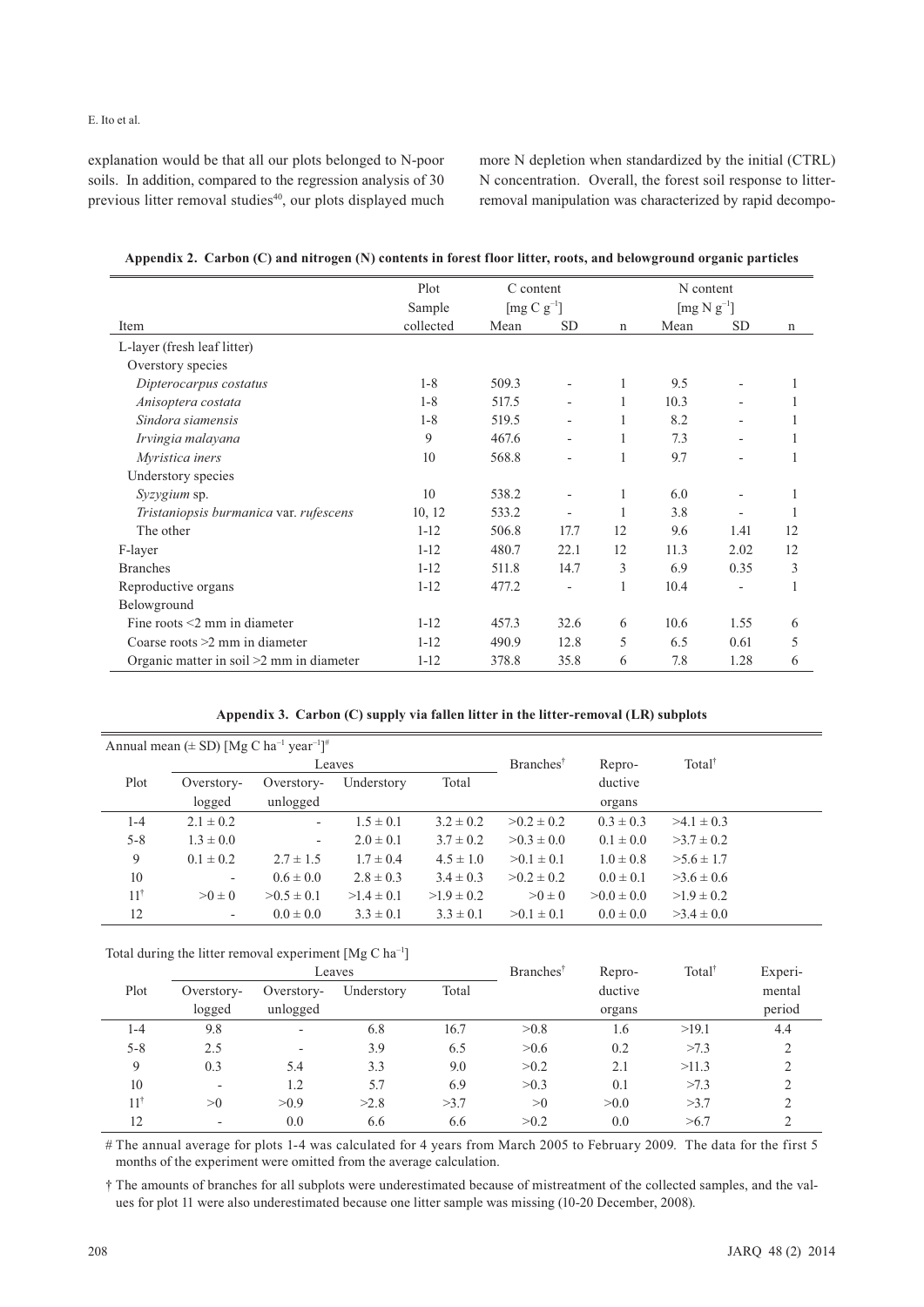explanation would be that all our plots belonged to N-poor soils. In addition, compared to the regression analysis of 30 previous litter removal studies[40], our plots displayed much more N depletion when standardized by the initial (CTRL) N concentration. Overall, the forest soil response to litter-removal manipulation was characterized by rapid decompo-

**Appendix 2. Carbon (C) and nitrogen (N) contents in forest floor litter, roots, and belowground organic particles**

| Item | Plot Sample collected | C content [mg C g$^{-1}$] Mean | SD | n | N content [mg N g$^{-1}$] Mean | SD | n |
|---|---|---|---|---|---|---|---|
| L-layer (fresh leaf litter) | | | | | | | |
| Overstory species | | | | | | | |
| *Dipterocarpus costatus* | 1-8 | 509.3 | - | 1 | 9.5 | - | 1 |
| *Anisoptera costata* | 1-8 | 517.5 | - | 1 | 10.3 | - | 1 |
| *Sindora siamensis* | 1-8 | 519.5 | - | 1 | 8.2 | - | 1 |
| *Irvingia malayana* | 9 | 467.6 | - | 1 | 7.3 | - | 1 |
| *Myristica iners* | 10 | 568.8 | - | 1 | 9.7 | - | 1 |
| Understory species | | | | | | | |
| *Syzygium* sp. | 10 | 538.2 | - | 1 | 6.0 | - | 1 |
| *Tristaniopsis burmanica* var. *rufescens* | 10, 12 | 533.2 | - | 1 | 3.8 | - | 1 |
| The other | 1-12 | 506.8 | 17.7 | 12 | 9.6 | 1.41 | 12 |
| F-layer | 1-12 | 480.7 | 22.1 | 12 | 11.3 | 2.02 | 12 |
| Branches | 1-12 | 511.8 | 14.7 | 3 | 6.9 | 0.35 | 3 |
| Reproductive organs | 1-12 | 477.2 | - | 1 | 10.4 | - | 1 |
| Belowground | | | | | | | |
| Fine roots <2 mm in diameter | 1-12 | 457.3 | 32.6 | 6 | 10.6 | 1.55 | 6 |
| Coarse roots >2 mm in diameter | 1-12 | 490.9 | 12.8 | 5 | 6.5 | 0.61 | 5 |
| Organic matter in soil >2 mm in diameter | 1-12 | 378.8 | 35.8 | 6 | 7.8 | 1.28 | 6 |

**Appendix 3. Carbon (C) supply via fallen litter in the litter-removal (LR) subplots**

Annual mean (± SD) [Mg C ha$^{-1}$ year$^{-1}$]#

| Plot | Leaves: Overstory-logged | Leaves: Overstory-unlogged | Leaves: Understory | Leaves: Total | Branches† | Reproductive organs | Total† |
|---|---|---|---|---|---|---|---|
| 1-4 | 2.1 ± 0.2 | - | 1.5 ± 0.1 | 3.2 ± 0.2 | >0.2 ± 0.2 | 0.3 ± 0.3 | >4.1 ± 0.3 |
| 5-8 | 1.3 ± 0.0 | - | 2.0 ± 0.1 | 3.7 ± 0.2 | >0.3 ± 0.0 | 0.1 ± 0.0 | >3.7 ± 0.2 |
| 9 | 0.1 ± 0.2 | 2.7 ± 1.5 | 1.7 ± 0.4 | 4.5 ± 1.0 | >0.1 ± 0.1 | 1.0 ± 0.8 | >5.6 ± 1.7 |
| 10 | - | 0.6 ± 0.0 | 2.8 ± 0.3 | 3.4 ± 0.3 | >0.2 ± 0.2 | 0.0 ± 0.1 | >3.6 ± 0.6 |
| 11† | >0 ± 0 | >0.5 ± 0.1 | >1.4 ± 0.1 | >1.9 ± 0.2 | >0 ± 0 | >0.0 ± 0.0 | >1.9 ± 0.2 |
| 12 | - | 0.0 ± 0.0 | 3.3 ± 0.1 | 3.3 ± 0.1 | >0.1 ± 0.1 | 0.0 ± 0.0 | >3.4 ± 0.0 |

Total during the litter removal experiment [Mg C ha$^{-1}$]

| Plot | Leaves: Overstory-logged | Leaves: Overstory-unlogged | Leaves: Understory | Leaves: Total | Branches† | Reproductive organs | Total† | Experimental period |
|---|---|---|---|---|---|---|---|---|
| 1-4 | 9.8 | - | 6.8 | 16.7 | >0.8 | 1.6 | >19.1 | 4.4 |
| 5-8 | 2.5 | - | 3.9 | 6.5 | >0.6 | 0.2 | >7.3 | 2 |
| 9 | 0.3 | 5.4 | 3.3 | 9.0 | >0.2 | 2.1 | >11.3 | 2 |
| 10 | - | 1.2 | 5.7 | 6.9 | >0.3 | 0.1 | >7.3 | 2 |
| 11† | >0 | >0.9 | >2.8 | >3.7 | >0 | >0.0 | >3.7 | 2 |
| 12 | - | 0.0 | 6.6 | 6.6 | >0.2 | 0.0 | >6.7 | 2 |

\# The annual average for plots 1-4 was calculated for 4 years from March 2005 to February 2009. The data for the first 5 months of the experiment were omitted from the average calculation.

† The amounts of branches for all subplots were underestimated because of mistreatment of the collected samples, and the values for plot 11 were also underestimated because one litter sample was missing (10-20 December, 2008).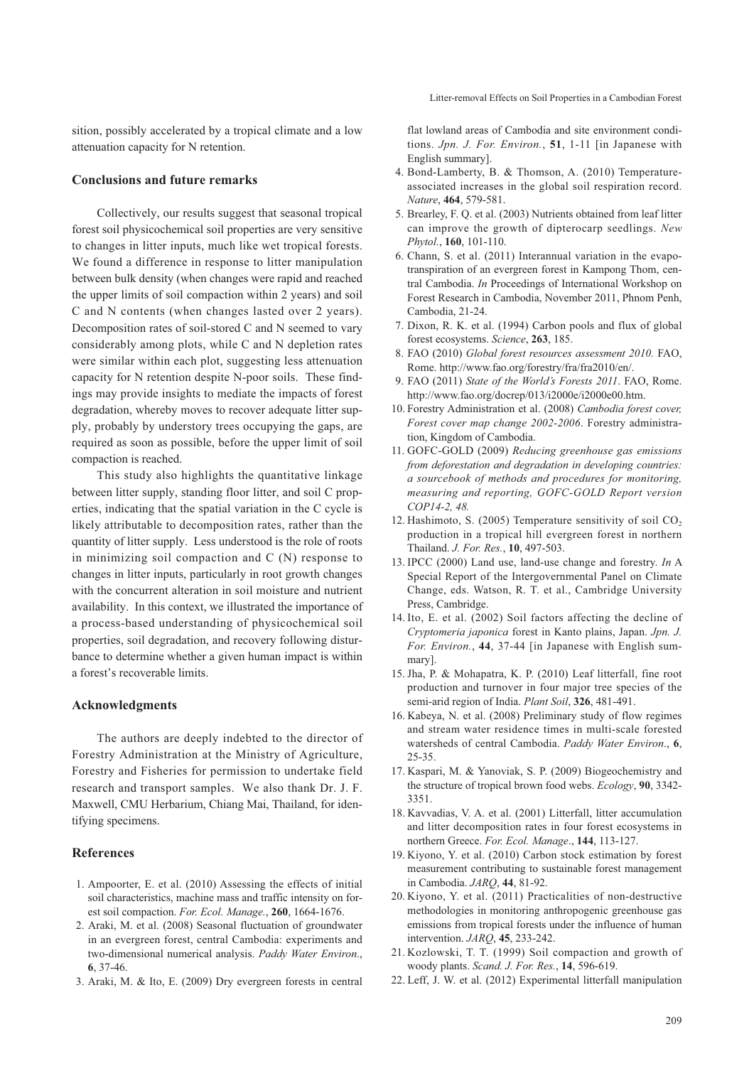sition, possibly accelerated by a tropical climate and a low attenuation capacity for N retention.

## Conclusions and future remarks

Collectively, our results suggest that seasonal tropical forest soil physicochemical soil properties are very sensitive to changes in litter inputs, much like wet tropical forests. We found a difference in response to litter manipulation between bulk density (when changes were rapid and reached the upper limits of soil compaction within 2 years) and soil C and N contents (when changes lasted over 2 years). Decomposition rates of soil-stored C and N seemed to vary considerably among plots, while C and N depletion rates were similar within each plot, suggesting less attenuation capacity for N retention despite N-poor soils. These findings may provide insights to mediate the impacts of forest degradation, whereby moves to recover adequate litter supply, probably by understory trees occupying the gaps, are required as soon as possible, before the upper limit of soil compaction is reached.

This study also highlights the quantitative linkage between litter supply, standing floor litter, and soil C properties, indicating that the spatial variation in the C cycle is likely attributable to decomposition rates, rather than the quantity of litter supply. Less understood is the role of roots in minimizing soil compaction and C (N) response to changes in litter inputs, particularly in root growth changes with the concurrent alteration in soil moisture and nutrient availability. In this context, we illustrated the importance of a process-based understanding of physicochemical soil properties, soil degradation, and recovery following disturbance to determine whether a given human impact is within a forest's recoverable limits.

## Acknowledgments

The authors are deeply indebted to the director of Forestry Administration at the Ministry of Agriculture, Forestry and Fisheries for permission to undertake field research and transport samples. We also thank Dr. J. F. Maxwell, CMU Herbarium, Chiang Mai, Thailand, for identifying specimens.

## References

1. Ampoorter, E. et al. (2010) Assessing the effects of initial soil characteristics, machine mass and traffic intensity on forest soil compaction. *For. Ecol. Manage.*, **260**, 1664-1676.
2. Araki, M. et al. (2008) Seasonal fluctuation of groundwater in an evergreen forest, central Cambodia: experiments and two-dimensional numerical analysis. *Paddy Water Environ*., **6**, 37-46.
3. Araki, M. & Ito, E. (2009) Dry evergreen forests in central flat lowland areas of Cambodia and site environment conditions. *Jpn. J. For. Environ.*, **51**, 1-11 [in Japanese with English summary].
4. Bond-Lamberty, B. & Thomson, A. (2010) Temperature-associated increases in the global soil respiration record. *Nature*, **464**, 579-581.
5. Brearley, F. Q. et al. (2003) Nutrients obtained from leaf litter can improve the growth of dipterocarp seedlings. *New Phytol.*, **160**, 101-110.
6. Chann, S. et al. (2011) Interannual variation in the evapotranspiration of an evergreen forest in Kampong Thom, central Cambodia. *In* Proceedings of International Workshop on Forest Research in Cambodia, November 2011, Phnom Penh, Cambodia, 21-24.
7. Dixon, R. K. et al. (1994) Carbon pools and flux of global forest ecosystems. *Science*, **263**, 185.
8. FAO (2010) *Global forest resources assessment 2010.* FAO, Rome. http://www.fao.org/forestry/fra/fra2010/en/.
9. FAO (2011) *State of the World's Forests 2011*. FAO, Rome. http://www.fao.org/docrep/013/i2000e/i2000e00.htm.
10. Forestry Administration et al. (2008) *Cambodia forest cover, Forest cover map change 2002-2006*. Forestry administration, Kingdom of Cambodia.
11. GOFC-GOLD (2009) *Reducing greenhouse gas emissions from deforestation and degradation in developing countries: a sourcebook of methods and procedures for monitoring, measuring and reporting, GOFC-GOLD Report version COP14-2, 48.*
12. Hashimoto, S. (2005) Temperature sensitivity of soil $CO_2$ production in a tropical hill evergreen forest in northern Thailand. *J. For. Res.*, **10**, 497-503.
13. IPCC (2000) Land use, land-use change and forestry. *In* A Special Report of the Intergovernmental Panel on Climate Change, eds. Watson, R. T. et al., Cambridge University Press, Cambridge.
14. Ito, E. et al. (2002) Soil factors affecting the decline of *Cryptomeria japonica* forest in Kanto plains, Japan. *Jpn. J. For. Environ.*, **44**, 37-44 [in Japanese with English summary].
15. Jha, P. & Mohapatra, K. P. (2010) Leaf litterfall, fine root production and turnover in four major tree species of the semi-arid region of India. *Plant Soil*, **326**, 481-491.
16. Kabeya, N. et al. (2008) Preliminary study of flow regimes and stream water residence times in multi-scale forested watersheds of central Cambodia. *Paddy Water Environ*., **6**, 25-35.
17. Kaspari, M. & Yanoviak, S. P. (2009) Biogeochemistry and the structure of tropical brown food webs. *Ecology*, **90**, 3342-3351.
18. Kavvadias, V. A. et al. (2001) Litterfall, litter accumulation and litter decomposition rates in four forest ecosystems in northern Greece. *For. Ecol. Manage*., **144**, 113-127.
19. Kiyono, Y. et al. (2010) Carbon stock estimation by forest measurement contributing to sustainable forest management in Cambodia. *JARQ*, **44**, 81-92.
20. Kiyono, Y. et al. (2011) Practicalities of non-destructive methodologies in monitoring anthropogenic greenhouse gas emissions from tropical forests under the influence of human intervention. *JARQ*, **45**, 233-242.
21. Kozlowski, T. T. (1999) Soil compaction and growth of woody plants. *Scand. J. For. Res.*, **14**, 596-619.
22. Leff, J. W. et al. (2012) Experimental litterfall manipulation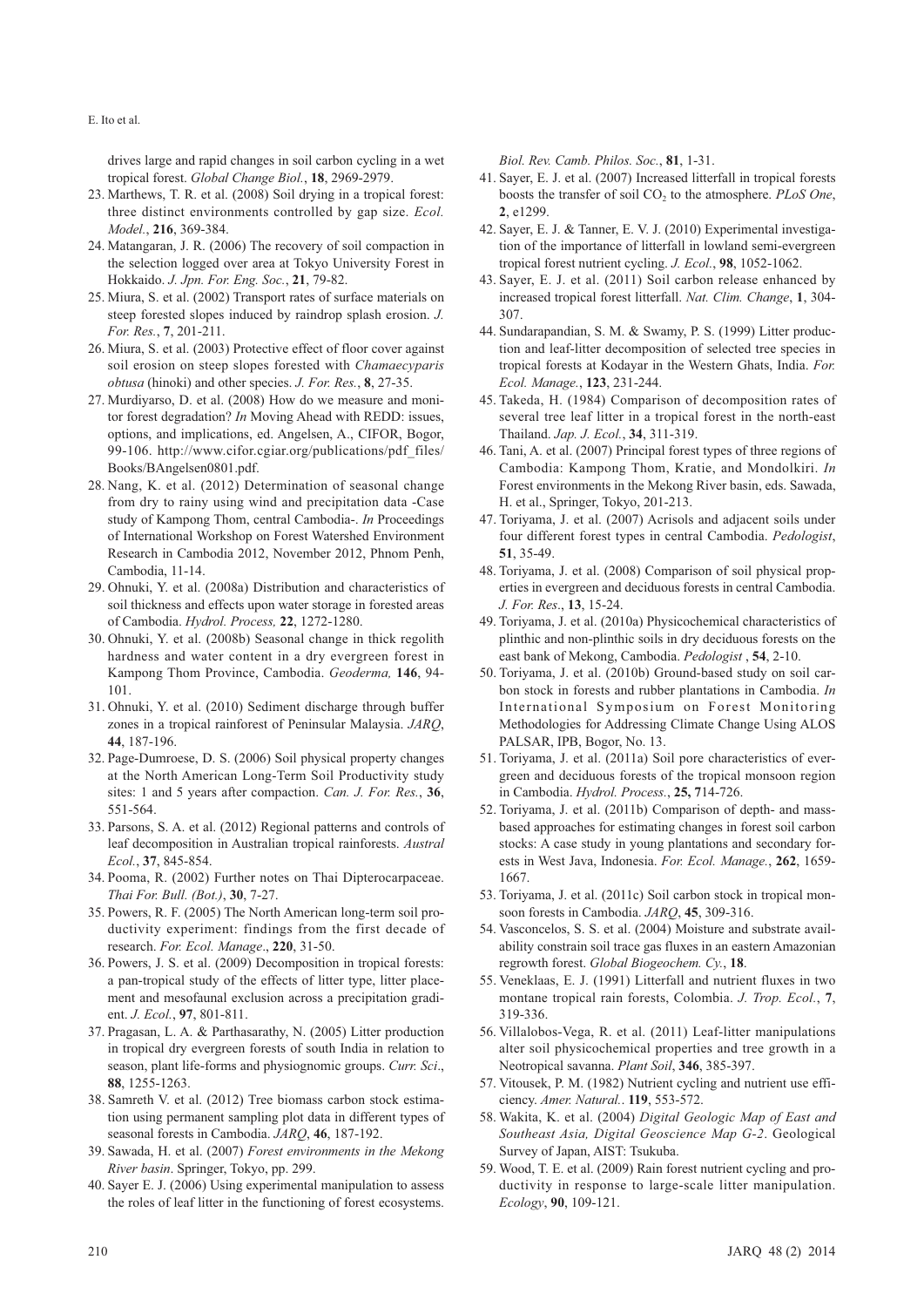drives large and rapid changes in soil carbon cycling in a wet tropical forest. *Global Change Biol.*, **18**, 2969-2979.

23. Marthews, T. R. et al. (2008) Soil drying in a tropical forest: three distinct environments controlled by gap size. *Ecol. Model.*, **216**, 369-384.
24. Matangaran, J. R. (2006) The recovery of soil compaction in the selection logged over area at Tokyo University Forest in Hokkaido. *J. Jpn. For. Eng. Soc.*, **21**, 79-82.
25. Miura, S. et al. (2002) Transport rates of surface materials on steep forested slopes induced by raindrop splash erosion. *J. For. Res.*, **7**, 201-211.
26. Miura, S. et al. (2003) Protective effect of floor cover against soil erosion on steep slopes forested with *Chamaecyparis obtusa* (hinoki) and other species. *J. For. Res.*, **8**, 27-35.
27. Murdiyarso, D. et al. (2008) How do we measure and monitor forest degradation? *In* Moving Ahead with REDD: issues, options, and implications, ed. Angelsen, A., CIFOR, Bogor, 99-106. http://www.cifor.cgiar.org/publications/pdf_files/Books/BAngelsen0801.pdf.
28. Nang, K. et al. (2012) Determination of seasonal change from dry to rainy using wind and precipitation data -Case study of Kampong Thom, central Cambodia-. *In* Proceedings of International Workshop on Forest Watershed Environment Research in Cambodia 2012, November 2012, Phnom Penh, Cambodia, 11-14.
29. Ohnuki, Y. et al. (2008a) Distribution and characteristics of soil thickness and effects upon water storage in forested areas of Cambodia. *Hydrol. Process,* **22**, 1272-1280.
30. Ohnuki, Y. et al. (2008b) Seasonal change in thick regolith hardness and water content in a dry evergreen forest in Kampong Thom Province, Cambodia. *Geoderma,* **146**, 94-101.
31. Ohnuki, Y. et al. (2010) Sediment discharge through buffer zones in a tropical rainforest of Peninsular Malaysia. *JARQ*, **44**, 187-196.
32. Page-Dumroese, D. S. (2006) Soil physical property changes at the North American Long-Term Soil Productivity study sites: 1 and 5 years after compaction. *Can. J. For. Res.*, **36**, 551-564.
33. Parsons, S. A. et al. (2012) Regional patterns and controls of leaf decomposition in Australian tropical rainforests. *Austral Ecol.*, **37**, 845-854.
34. Pooma, R. (2002) Further notes on Thai Dipterocarpaceae. *Thai For. Bull. (Bot.)*, **30**, 7-27.
35. Powers, R. F. (2005) The North American long-term soil productivity experiment: findings from the first decade of research. *For. Ecol. Manage*., **220**, 31-50.
36. Powers, J. S. et al. (2009) Decomposition in tropical forests: a pan-tropical study of the effects of litter type, litter placement and mesofaunal exclusion across a precipitation gradient. *J. Ecol.*, **97**, 801-811.
37. Pragasan, L. A. & Parthasarathy, N. (2005) Litter production in tropical dry evergreen forests of south India in relation to season, plant life-forms and physiognomic groups. *Curr. Sci*., **88**, 1255-1263.
38. Samreth V. et al. (2012) Tree biomass carbon stock estimation using permanent sampling plot data in different types of seasonal forests in Cambodia. *JARQ*, **46**, 187-192.
39. Sawada, H. et al. (2007) *Forest environments in the Mekong River basin*. Springer, Tokyo, pp. 299.
40. Sayer E. J. (2006) Using experimental manipulation to assess the roles of leaf litter in the functioning of forest ecosystems. *Biol. Rev. Camb. Philos. Soc.*, **81**, 1-31.
41. Sayer, E. J. et al. (2007) Increased litterfall in tropical forests boosts the transfer of soil $CO_2$ to the atmosphere. *PLoS One*, **2**, e1299.
42. Sayer, E. J. & Tanner, E. V. J. (2010) Experimental investigation of the importance of litterfall in lowland semi-evergreen tropical forest nutrient cycling. *J. Ecol.*, **98**, 1052-1062.
43. Sayer, E. J. et al. (2011) Soil carbon release enhanced by increased tropical forest litterfall. *Nat. Clim. Change*, **1**, 304-307.
44. Sundarapandian, S. M. & Swamy, P. S. (1999) Litter production and leaf-litter decomposition of selected tree species in tropical forests at Kodayar in the Western Ghats, India. *For. Ecol. Manage.*, **123**, 231-244.
45. Takeda, H. (1984) Comparison of decomposition rates of several tree leaf litter in a tropical forest in the north-east Thailand. *Jap. J. Ecol.*, **34**, 311-319.
46. Tani, A. et al. (2007) Principal forest types of three regions of Cambodia: Kampong Thom, Kratie, and Mondolkiri. *In* Forest environments in the Mekong River basin, eds. Sawada, H. et al., Springer, Tokyo, 201-213.
47. Toriyama, J. et al. (2007) Acrisols and adjacent soils under four different forest types in central Cambodia. *Pedologist*, **51**, 35-49.
48. Toriyama, J. et al. (2008) Comparison of soil physical properties in evergreen and deciduous forests in central Cambodia. *J. For. Res*., **13**, 15-24.
49. Toriyama, J. et al. (2010a) Physicochemical characteristics of plinthic and non-plinthic soils in dry deciduous forests on the east bank of Mekong, Cambodia. *Pedologist* , **54**, 2-10.
50. Toriyama, J. et al. (2010b) Ground-based study on soil carbon stock in forests and rubber plantations in Cambodia. *In* International Symposium on Forest Monitoring Methodologies for Addressing Climate Change Using ALOS PALSAR, IPB, Bogor, No. 13.
51. Toriyama, J. et al. (2011a) Soil pore characteristics of evergreen and deciduous forests of the tropical monsoon region in Cambodia. *Hydrol. Process.*, **25, 7**14-726.
52. Toriyama, J. et al. (2011b) Comparison of depth- and mass-based approaches for estimating changes in forest soil carbon stocks: A case study in young plantations and secondary forests in West Java, Indonesia. *For. Ecol. Manage.*, **262**, 1659-1667.
53. Toriyama, J. et al. (2011c) Soil carbon stock in tropical monsoon forests in Cambodia. *JARQ*, **45**, 309-316.
54. Vasconcelos, S. S. et al. (2004) Moisture and substrate availability constrain soil trace gas fluxes in an eastern Amazonian regrowth forest. *Global Biogeochem. Cy.*, **18**.
55. Veneklaas, E. J. (1991) Litterfall and nutrient fluxes in two montane tropical rain forests, Colombia. *J. Trop. Ecol.*, **7**, 319-336.
56. Villalobos-Vega, R. et al. (2011) Leaf-litter manipulations alter soil physicochemical properties and tree growth in a Neotropical savanna. *Plant Soil*, **346**, 385-397.
57. Vitousek, P. M. (1982) Nutrient cycling and nutrient use efficiency. *Amer. Natural.*. **119**, 553-572.
58. Wakita, K. et al. (2004) *Digital Geologic Map of East and Southeast Asia, Digital Geoscience Map G-2*. Geological Survey of Japan, AIST: Tsukuba.
59. Wood, T. E. et al. (2009) Rain forest nutrient cycling and productivity in response to large-scale litter manipulation. *Ecology*, **90**, 109-121.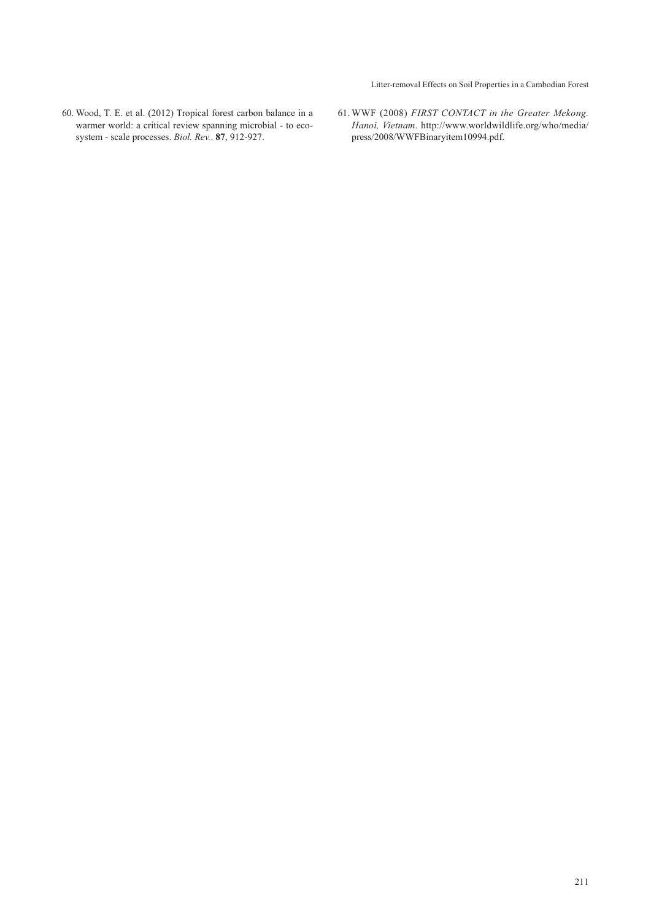60. Wood, T. E. et al. (2012) Tropical forest carbon balance in a warmer world: a critical review spanning microbial - to ecosystem - scale processes. *Biol. Rev.*. **87**, 912-927.

61. WWF (2008) *FIRST CONTACT in the Greater Mekong. Hanoi, Vietnam*. http://www.worldwildlife.org/who/media/press/2008/WWFBinaryitem10994.pdf.